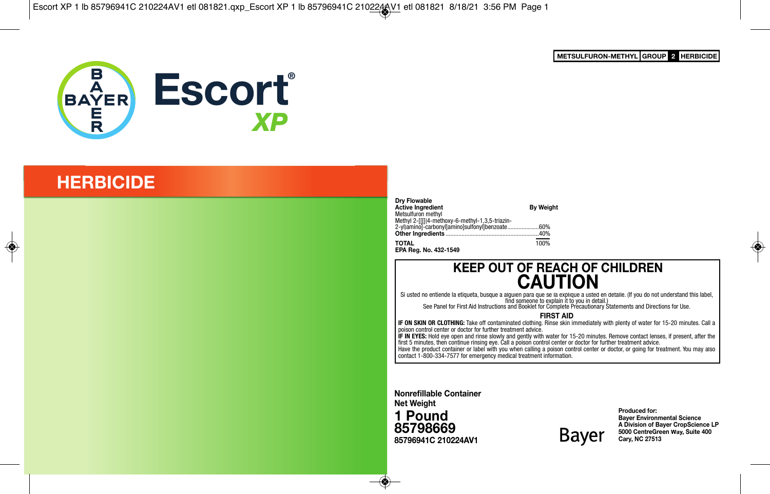METSULFURON-METHYL | GROUP | 2 | HERBICIDE

# Escort® XP

## HERBICIDE

**Dry Flowable**

| **Active Ingredient** | **By Weight** |
|---|---|
| Metsulfuron methyl<br>Methyl 2-[[[[(4-methoxy-6-methyl-1,3,5-triazin-2-yl)amino]-carbonyl]amino]sulfonyl]benzoate | 60% |
| **Other Ingredients** | 40% |
| **TOTAL** | 100% |

**EPA Reg. No. 432-1549**

## KEEP OUT OF REACH OF CHILDREN

# CAUTION

Si usted no entiende la etiqueta, busque a alguien para que se la explique a usted en detalle. (If you do not understand this label, find someone to explain it to you in detail.)

See Panel for First Aid Instructions and Booklet for Complete Precautionary Statements and Directions for Use.

### FIRST AID

**IF ON SKIN OR CLOTHING:** Take off contaminated clothing. Rinse skin immediately with plenty of water for 15-20 minutes. Call a poison control center or doctor for further treatment advice.

**IF IN EYES:** Hold eye open and rinse slowly and gently with water for 15-20 minutes. Remove contact lenses, if present, after the first 5 minutes, then continue rinsing eye. Call a poison control center or doctor for further treatment advice.

Have the product container or label with you when calling a poison control center or doctor, or going for treatment. You may also contact 1-800-334-7577 for emergency medical treatment information.

**Nonrefillable Container**

**Net Weight**

**1 Pound**

**85798669**

**85796941C 210224AV1**

Bayer

**Produced for:**
**Bayer Environmental Science**
**A Division of Bayer CropScience LP**
**5000 CentreGreen Way, Suite 400**
**Cary, NC 27513**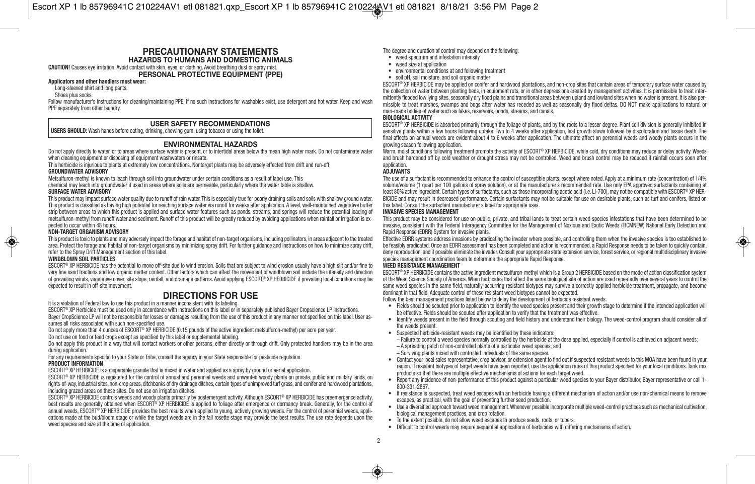# PRECAUTIONARY STATEMENTS

## HAZARDS TO HUMANS AND DOMESTIC ANIMALS

**CAUTION!** Causes eye irritation. Avoid contact with skin, eyes, or clothing. Avoid breathing dust or spray mist.

### PERSONAL PROTECTIVE EQUIPMENT (PPE)

**Applicators and other handlers must wear:**

Long-sleeved shirt and long pants.

Shoes plus socks.

Follow manufacturer's instructions for cleaning/maintaining PPE. If no such instructions for washables exist, use detergent and hot water. Keep and wash PPE separately from other laundry.

### USER SAFETY RECOMMENDATIONS

**USERS SHOULD:** Wash hands before eating, drinking, chewing gum, using tobacco or using the toilet.

### ENVIRONMENTAL HAZARDS

Do not apply directly to water, or to areas where surface water is present, or to intertidal areas below the mean high water mark. Do not contaminate water when cleaning equipment or disposing of equipment washwaters or rinsate.

This herbicide is injurious to plants at extremely low concentrations. Nontarget plants may be adversely effected from drift and run-off.

**GROUNDWATER ADVISORY**

Metsulfuron-methyl is known to leach through soil into groundwater under certain conditions as a result of label use. This chemical may leach into groundwater if used in areas where soils are permeable, particularly where the water table is shallow.

**SURFACE WATER ADVISORY**

This product may impact surface water quality due to runoff of rain water. This is especially true for poorly draining soils and soils with shallow ground water. This product is classified as having high potential for reaching surface water via runoff for weeks after application. A level, well-maintained vegetative buffer strip between areas to which this product is applied and surface water features such as ponds, streams, and springs will reduce the potential loading of metsulfuron-methyl from runoff water and sediment. Runoff of this product will be greatly reduced by avoiding applications when rainfall or irrigation is expected to occur within 48 hours.

**NON-TARGET ORGANISM ADVISORY**

This product is toxic to plants and may adversely impact the forage and habitat of non-target organisms, including pollinators, in areas adjacent to the treated area. Protect the forage and habitat of non-target organisms by minimizing spray drift. For further guidance and instructions on how to minimize spray drift, refer to the Spray Drift Management section of this label.

**WINDBLOWN SOIL PARTICLES**

ESCORT® XP HERBICIDE has the potential to move off-site due to wind erosion. Soils that are subject to wind erosion usually have a high silt and/or fine to very fine sand fractions and low organic matter content. Other factors which can affect the movement of windblown soil include the intensity and direction of prevailing winds, vegetative cover, site slope, rainfall, and drainage patterns. Avoid applying ESCORT® XP HERBICIDE if prevailing local conditions may be expected to result in off-site movement.

# DIRECTIONS FOR USE

It is a violation of Federal law to use this product in a manner inconsistent with its labeling.

ESCORT® XP Herbicide must be used only in accordance with instructions on this label or in separately published Bayer Cropscience LP instructions.

Bayer CropScience LP will not be responsible for losses or damages resulting from the use of this product in any manner not specified on this label. User assumes all risks associated with such non-specified use.

Do not apply more than 4 ounces of ESCORT® XP HERBICIDE (0.15 pounds of the active ingredient metsulfuron-methyl) per acre per year.

Do not use on food or feed crops except as specified by this label or supplemental labeling.

Do not apply this product in a way that will contact workers or other persons, either directly or through drift. Only protected handlers may be in the area during application.

For any requirements specific to your State or Tribe, consult the agency in your State responsible for pesticide regulation.

**PRODUCT INFORMATION**

ESCORT® XP HERBICIDE is a dispersible granule that is mixed in water and applied as a spray by ground or aerial application.

ESCORT® XP HERBICIDE is registered for the control of annual and perennial weeds and unwanted woody plants on private, public and military lands, on rights-of-way, industrial sites, non-crop areas, ditchbanks of dry drainage ditches, certain types of unimproved turf grass, and conifer and hardwood plantations, including grazed areas on these sites. Do not use on irrigation ditches.

ESCORT® XP HERBICIDE controls weeds and woody plants primarily by postemergent activity. Although ESCORT® XP HERBICIDE has preemergence activity, best results are generally obtained when ESCORT® XP HERBICIDE is applied to foliage after emergence or dormancy break. Generally, for the control of annual weeds, ESCORT® XP HERBICIDE provides the best results when applied to young, actively growing weeds. For the control of perennial weeds, applications made at the bud/bloom stage or while the target weeds are in the fall rosette stage may provide the best results. The use rate depends upon the weed species and size at the time of application.

The degree and duration of control may depend on the following:

- weed spectrum and infestation intensity
- weed size at application
- environmental conditions at and following treatment
- soil pH, soil moisture, and soil organic matter

ESCORT® XP HERBICIDE may be applied on conifer and hardwood plantations, and non-crop sites that contain areas of temporary surface water caused by the collection of water between planting beds, in equipment ruts, or in other depressions created by management activities. It is permissible to treat intermittently flooded low lying sites, seasonally dry flood plains and transitional areas between upland and lowland sites when no water is present. It is also permissible to treat marshes, swamps and bogs after water has receded as well as seasonally dry flood deltas. DO NOT make applications to natural or man-made bodies of water such as lakes, reservoirs, ponds, streams, and canals.

**BIOLOGICAL ACTIVITY**

ESCORT® XP HERBICIDE is absorbed primarily through the foliage of plants, and by the roots to a lesser degree. Plant cell division is generally inhibited in sensitive plants within a few hours following uptake. Two to 4 weeks after application, leaf growth slows followed by discoloration and tissue death. The final affects on annual weeds are evident about 4 to 6 weeks after application. The ultimate effect on perennial weeds and woody plants occurs in the growing season following application.

Warm, moist conditions following treatment promote the activity of ESCORT® XP HERBICIDE, while cold, dry conditions may reduce or delay activity. Weeds and brush hardened off by cold weather or drought stress may not be controlled. Weed and brush control may be reduced if rainfall occurs soon after application.

**ADJUVANTS**

The use of a surfactant is recommended to enhance the control of susceptible plants, except where noted. Apply at a minimum rate (concentration) of 1/4% volume/volume (1 quart per 100 gallons of spray solution), or at the manufacturer's recommended rate. Use only EPA approved surfactants containing at least 80% active ingredient. Certain types of surfactants, such as those incorporating acetic acid (i.e. LI-700), may not be compatible with ESCORT® XP HERBICIDE and may result in decreased performance. Certain surfactants may not be suitable for use on desirable plants, such as turf and conifers, listed on this label. Consult the surfactant manufacturer's label for appropriate uses.

**INVASIVE SPECIES MANAGEMENT**

This product may be considered for use on public, private, and tribal lands to treat certain weed species infestations that have been determined to be invasive, consistent with the Federal Interagency Committee for the Management of Noxious and Exotic Weeds (FICMNEW) National Early Detection and Rapid Response (EDRR) System for invasive plants.

Effective EDRR systems address invasions by eradicating the invader where possible, and controlling them when the invasive species is too established to be feasibly eradicated. Once an EDRR assessment has been completed and action is recommended, a Rapid Response needs to be taken to quickly contain, deny reproduction, and if possible eliminate the invader. Consult your appropriate state extension service, forest service, or regional multidisciplinary invasive species management coordination team to determine the appropriate Rapid Response.

**WEED RESISTANCE MANAGEMENT**

ESCORT® XP HERBICIDE contains the active ingredient metsulfuron-methyl which is a Group 2 HERBICIDE based on the mode of action classification system of the Weed Science Society of America. When herbicides that affect the same biological site of action are used repeatedly over several years to control the same weed species in the same field, naturally-occurring resistant biotypes may survive a correctly applied herbicide treatment, propagate, and become dominant in that field. Adequate control of these resistant weed biotypes cannot be expected.

Follow the best management practices listed below to delay the development of herbicide resistant weeds.

- Fields should be scouted prior to application to identify the weed species present and their growth stage to determine if the intended application will be effective. Fields should be scouted after application to verify that the treatment was effective.
- Identify weeds present in the field through scouting and field history and understand their biology. The weed-control program should consider all of the weeds present.
- Suspected herbicide-resistant weeds may be identified by these indicators:
  - Failure to control a weed species normally controlled by the herbicide at the dose applied, especially if control is achieved on adjacent weeds;
  - A spreading patch of non-controlled plants of a particular weed species; and
  - Surviving plants mixed with controlled individuals of the same species.
- Contact your local sales representative, crop advisor, or extension agent to find out if suspected resistant weeds to this MOA have been found in your region. If resistant biotypes of target weeds have been reported, use the application rates of this product specified for your local conditions. Tank mix products so that there are multiple effective mechanisms of actions for each target weed.
- Report any incidence of non-performance of this product against a particular weed species to your Bayer distributor, Bayer representative or call 1-800-331-2867.
- If resistance is suspected, treat weed escapes with an herbicide having a different mechanism of action and/or use non-chemical means to remove escapes, as practical, with the goal of preventing further seed production.
- Use a diversified approach toward weed management. Whenever possible incorporate multiple weed-control practices such as mechanical cultivation, biological management practices, and crop rotation.
- To the extent possible, do not allow weed escapes to produce seeds, roots, or tubers.
- Difficult to control weeds may require sequential applications of herbicides with differing mechanisms of action.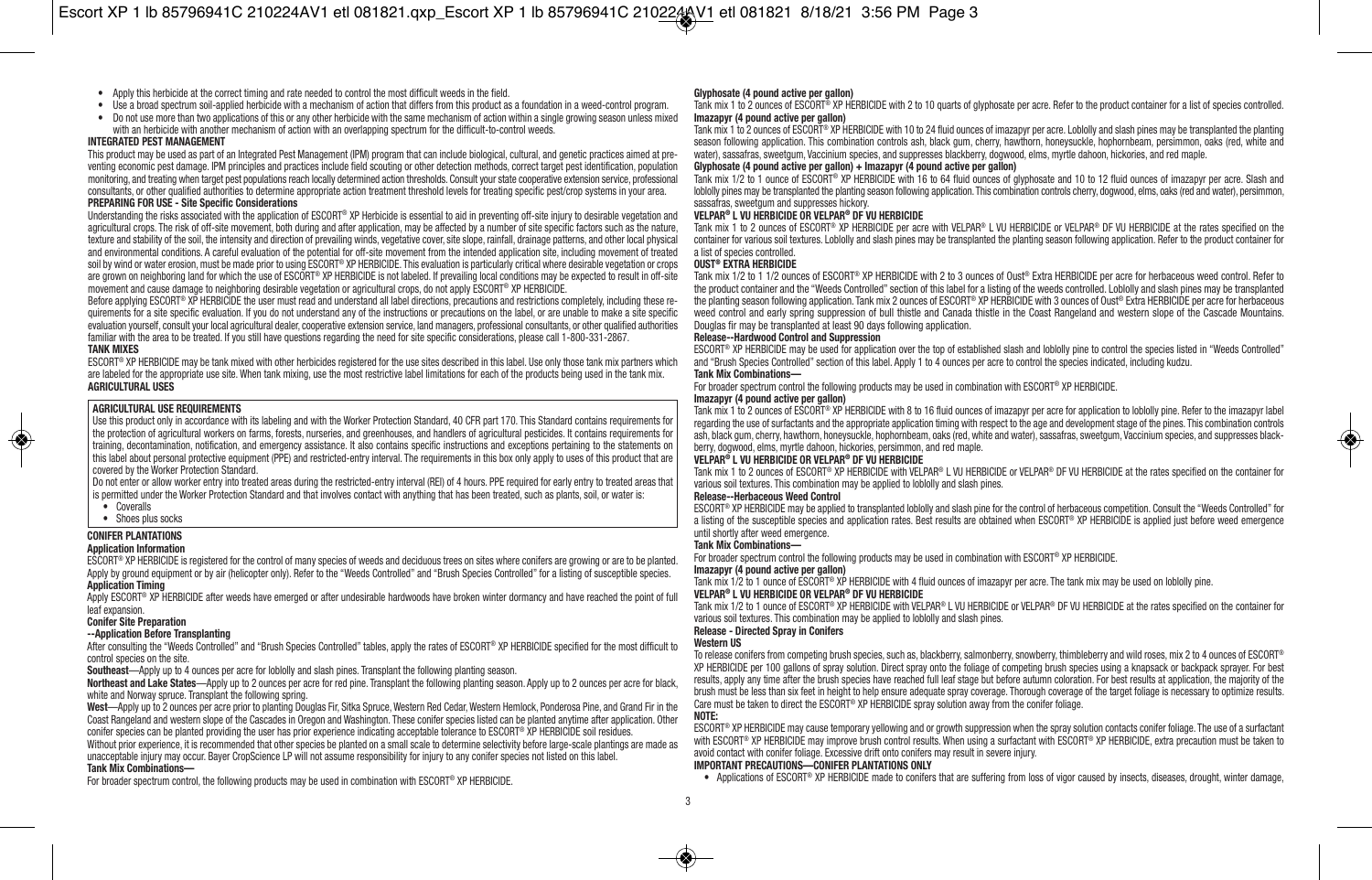- Apply this herbicide at the correct timing and rate needed to control the most difficult weeds in the field.
- Use a broad spectrum soil-applied herbicide with a mechanism of action that differs from this product as a foundation in a weed-control program.
- Do not use more than two applications of this or any other herbicide with the same mechanism of action within a single growing season unless mixed with an herbicide with another mechanism of action with an overlapping spectrum for the difficult-to-control weeds.

**INTEGRATED PEST MANAGEMENT**

This product may be used as part of an Integrated Pest Management (IPM) program that can include biological, cultural, and genetic practices aimed at preventing economic pest damage. IPM principles and practices include field scouting or other detection methods, correct target pest identification, population monitoring, and treating when target pest populations reach locally determined action thresholds. Consult your state cooperative extension service, professional consultants, or other qualified authorities to determine appropriate action treatment threshold levels for treating specific pest/crop systems in your area.

**PREPARING FOR USE - Site Specific Considerations**

Understanding the risks associated with the application of ESCORT® XP Herbicide is essential to aid in preventing off-site injury to desirable vegetation and agricultural crops. The risk of off-site movement, both during and after application, may be affected by a number of site specific factors such as the nature, texture and stability of the soil, the intensity and direction of prevailing winds, vegetative cover, site slope, rainfall, drainage patterns, and other local physical and environmental conditions. A careful evaluation of the potential for off-site movement from the intended application site, including movement of treated soil by wind or water erosion, must be made prior to using ESCORT® XP HERBICIDE. This evaluation is particularly critical where desirable vegetation or crops are grown on neighboring land for which the use of ESCORT® XP HERBICIDE is not labeled. If prevailing local conditions may be expected to result in off-site movement and cause damage to neighboring desirable vegetation or agricultural crops, do not apply ESCORT® XP HERBICIDE.

Before applying ESCORT® XP HERBICIDE the user must read and understand all label directions, precautions and restrictions completely, including these requirements for a site specific evaluation. If you do not understand any of the instructions or precautions on the label, or are unable to make a site specific evaluation yourself, consult your local agricultural dealer, cooperative extension service, land managers, professional consultants, or other qualified authorities familiar with the area to be treated. If you still have questions regarding the need for site specific considerations, please call 1-800-331-2867.

**TANK MIXES**

ESCORT® XP HERBICIDE may be tank mixed with other herbicides registered for the use sites described in this label. Use only those tank mix partners which are labeled for the appropriate use site. When tank mixing, use the most restrictive label limitations for each of the products being used in the tank mix.

**AGRICULTURAL USES**

**AGRICULTURAL USE REQUIREMENTS**

Use this product only in accordance with its labeling and with the Worker Protection Standard, 40 CFR part 170. This Standard contains requirements for the protection of agricultural workers on farms, forests, nurseries, and greenhouses, and handlers of agricultural pesticides. It contains requirements for training, decontamination, notification, and emergency assistance. It also contains specific instructions and exceptions pertaining to the statements on this label about personal protective equipment (PPE) and restricted-entry interval. The requirements in this box only apply to uses of this product that are covered by the Worker Protection Standard.

Do not enter or allow worker entry into treated areas during the restricted-entry interval (REI) of 4 hours. PPE required for early entry to treated areas that is permitted under the Worker Protection Standard and that involves contact with anything that has been treated, such as plants, soil, or water is:

- Coveralls
- Shoes plus socks

**CONIFER PLANTATIONS**

**Application Information**

ESCORT® XP HERBICIDE is registered for the control of many species of weeds and deciduous trees on sites where conifers are growing or are to be planted. Apply by ground equipment or by air (helicopter only). Refer to the "Weeds Controlled" and "Brush Species Controlled" for a listing of susceptible species.

**Application Timing**

Apply ESCORT® XP HERBICIDE after weeds have emerged or after undesirable hardwoods have broken winter dormancy and have reached the point of full leaf expansion.

**Conifer Site Preparation**

**--Application Before Transplanting**

After consulting the "Weeds Controlled" and "Brush Species Controlled" tables, apply the rates of ESCORT® XP HERBICIDE specified for the most difficult to control species on the site.

**Southeast**—Apply up to 4 ounces per acre for loblolly and slash pines. Transplant the following planting season.

**Northeast and Lake States**—Apply up to 2 ounces per acre for red pine. Transplant the following planting season. Apply up to 2 ounces per acre for black, white and Norway spruce. Transplant the following spring.

**West**—Apply up to 2 ounces per acre prior to planting Douglas Fir, Sitka Spruce, Western Red Cedar, Western Hemlock, Ponderosa Pine, and Grand Fir in the Coast Rangeland and western slope of the Cascades in Oregon and Washington. These conifer species listed can be planted anytime after application. Other conifer species can be planted providing the user has prior experience indicating acceptable tolerance to ESCORT® XP HERBICIDE soil residues.

Without prior experience, it is recommended that other species be planted on a small scale to determine selectivity before large-scale plantings are made as unacceptable injury may occur. Bayer CropScience LP will not assume responsibility for injury to any conifer species not listed on this label.

**Tank Mix Combinations—**

For broader spectrum control, the following products may be used in combination with ESCORT® XP HERBICIDE.

**Glyphosate (4 pound active per gallon)**

Tank mix 1 to 2 ounces of ESCORT® XP HERBICIDE with 2 to 10 quarts of glyphosate per acre. Refer to the product container for a list of species controlled.

**Imazapyr (4 pound active per gallon)**

Tank mix 1 to 2 ounces of ESCORT® XP HERBICIDE with 10 to 24 fluid ounces of imazapyr per acre. Loblolly and slash pines may be transplanted the planting season following application. This combination controls ash, black gum, cherry, hawthorn, honeysuckle, hophornbeam, persimmon, oaks (red, white and water), sassafras, sweetgum, Vaccinium species, and suppresses blackberry, dogwood, elms, myrtle dahoon, hickories, and red maple.

**Glyphosate (4 pound active per gallon) + Imazapyr (4 pound active per gallon)**

Tank mix 1/2 to 1 ounce of ESCORT® XP HERBICIDE with 16 to 64 fluid ounces of glyphosate and 10 to 12 fluid ounces of imazapyr per acre. Slash and loblolly pines may be transplanted the planting season following application. This combination controls cherry, dogwood, elms, oaks (red and water), persimmon, sassafras, sweetgum and suppresses hickory.

**VELPAR® L VU HERBICIDE OR VELPAR® DF VU HERBICIDE**

Tank mix 1 to 2 ounces of ESCORT® XP HERBICIDE per acre with VELPAR® L VU HERBICIDE or VELPAR® DF VU HERBICIDE at the rates specified on the container for various soil textures. Loblolly and slash pines may be transplanted the planting season following application. Refer to the product container for a list of species controlled.

**OUST® EXTRA HERBICIDE**

Tank mix 1/2 to 1 1/2 ounces of ESCORT® XP HERBICIDE with 2 to 3 ounces of Oust® Extra HERBICIDE per acre for herbaceous weed control. Refer to the product container and the "Weeds Controlled" section of this label for a listing of the weeds controlled. Loblolly and slash pines may be transplanted the planting season following application. Tank mix 2 ounces of ESCORT® XP HERBICIDE with 3 ounces of Oust® Extra HERBICIDE per acre for herbaceous weed control and early spring suppression of bull thistle and Canada thistle in the Coast Rangeland and western slope of the Cascade Mountains. Douglas fir may be transplanted at least 90 days following application.

**Release--Hardwood Control and Suppression**

ESCORT® XP HERBICIDE may be used for application over the top of established slash and loblolly pine to control the species listed in "Weeds Controlled" and "Brush Species Controlled" section of this label. Apply 1 to 4 ounces per acre to control the species indicated, including kudzu.

**Tank Mix Combinations—**

For broader spectrum control the following products may be used in combination with ESCORT® XP HERBICIDE.

**Imazapyr (4 pound active per gallon)**

Tank mix 1 to 2 ounces of ESCORT® XP HERBICIDE with 8 to 16 fluid ounces of imazapyr per acre for application to loblolly pine. Refer to the imazapyr label regarding the use of surfactants and the appropriate application timing with respect to the age and development stage of the pines. This combination controls ash, black gum, cherry, hawthorn, honeysuckle, hophornbeam, oaks (red, white and water), sassafras, sweetgum, Vaccinium species, and suppresses blackberry, dogwood, elms, myrtle dahoon, hickories, persimmon, and red maple.

**VELPAR® L VU HERBICIDE OR VELPAR® DF VU HERBICIDE**

Tank mix 1 to 2 ounces of ESCORT® XP HERBICIDE with VELPAR® L VU HERBICIDE or VELPAR® DF VU HERBICIDE at the rates specified on the container for various soil textures. This combination may be applied to loblolly and slash pines.

**Release--Herbaceous Weed Control**

ESCORT® XP HERBICIDE may be applied to transplanted loblolly and slash pine for the control of herbaceous competition. Consult the "Weeds Controlled" for a listing of the susceptible species and application rates. Best results are obtained when ESCORT® XP HERBICIDE is applied just before weed emergence until shortly after weed emergence.

**Tank Mix Combinations—**

For broader spectrum control the following products may be used in combination with ESCORT® XP HERBICIDE.

**Imazapyr (4 pound active per gallon)**

Tank mix 1/2 to 1 ounce of ESCORT® XP HERBICIDE with 4 fluid ounces of imazapyr per acre. The tank mix may be used on loblolly pine.

**VELPAR® L VU HERBICIDE OR VELPAR® DF VU HERBICIDE**

Tank mix 1/2 to 1 ounce of ESCORT® XP HERBICIDE with VELPAR® L VU HERBICIDE or VELPAR® DF VU HERBICIDE at the rates specified on the container for various soil textures. This combination may be applied to loblolly and slash pines.

**Release - Directed Spray in Conifers**

**Western US**

To release conifers from competing brush species, such as, blackberry, salmonberry, snowberry, thimbleberry and wild roses, mix 2 to 4 ounces of ESCORT® XP HERBICIDE per 100 gallons of spray solution. Direct spray onto the foliage of competing brush species using a knapsack or backpack sprayer. For best results, apply any time after the brush species have reached full leaf stage but before autumn coloration. For best results at application, the majority of the brush must be less than six feet in height to help ensure adequate spray coverage. Thorough coverage of the target foliage is necessary to optimize results. Care must be taken to direct the ESCORT® XP HERBICIDE spray solution away from the conifer foliage.

**NOTE:**

ESCORT® XP HERBICIDE may cause temporary yellowing and or growth suppression when the spray solution contacts conifer foliage. The use of a surfactant with ESCORT® XP HERBICIDE may improve brush control results. When using a surfactant with ESCORT® XP HERBICIDE, extra precaution must be taken to avoid contact with conifer foliage. Excessive drift onto conifers may result in severe injury.

**IMPORTANT PRECAUTIONS—CONIFER PLANTATIONS ONLY**

- Applications of ESCORT® XP HERBICIDE made to conifers that are suffering from loss of vigor caused by insects, diseases, drought, winter damage,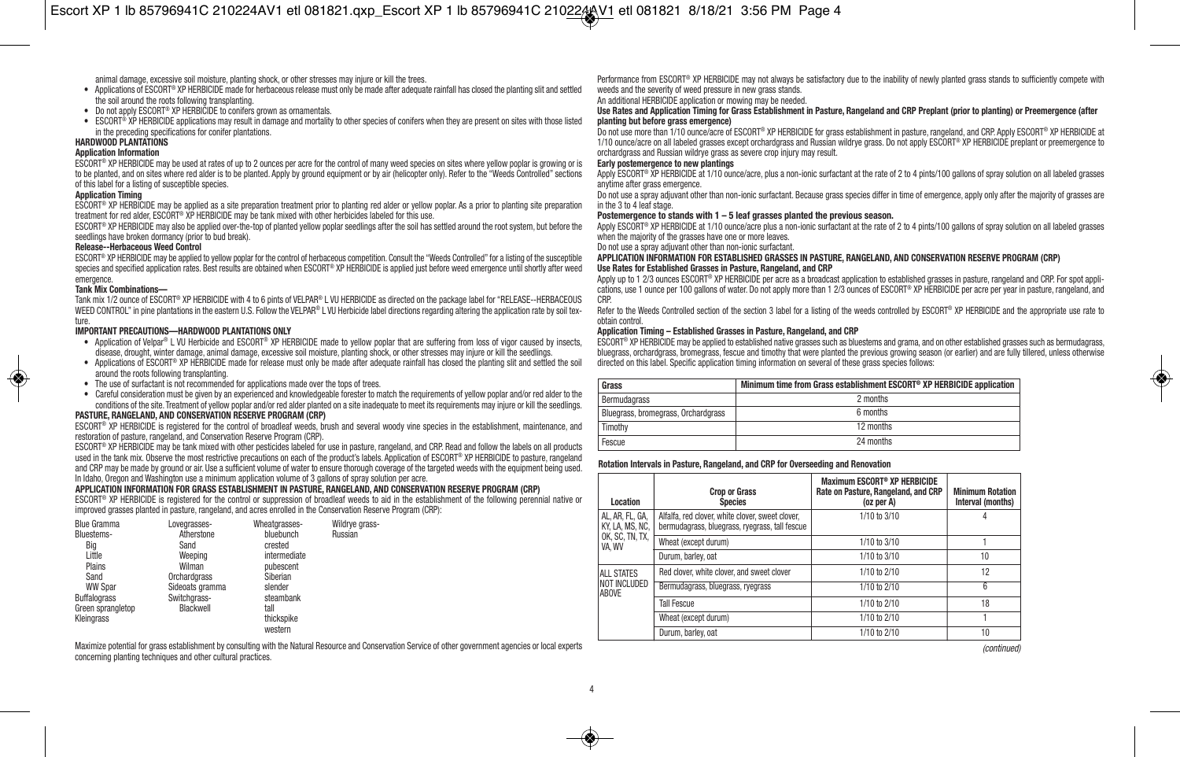animal damage, excessive soil moisture, planting shock, or other stresses may injure or kill the trees.

- Applications of ESCORT® XP HERBICIDE made for herbaceous release must only be made after adequate rainfall has closed the planting slit and settled the soil around the roots following transplanting.
- Do not apply ESCORT® XP HERBICIDE to conifers grown as ornamentals.
- ESCORT® XP HERBICIDE applications may result in damage and mortality to other species of conifers when they are present on sites with those listed in the preceding specifications for conifer plantations.

**HARDWOOD PLANTATIONS**

**Application Information**

ESCORT® XP HERBICIDE may be used at rates of up to 2 ounces per acre for the control of many weed species on sites where yellow poplar is growing or is to be planted, and on sites where red alder is to be planted. Apply by ground equipment or by air (helicopter only). Refer to the "Weeds Controlled" sections of this label for a listing of susceptible species.

**Application Timing**

ESCORT® XP HERBICIDE may be applied as a site preparation treatment prior to planting red alder or yellow poplar. As a prior to planting site preparation treatment for red alder, ESCORT® XP HERBICIDE may be tank mixed with other herbicides labeled for this use.

ESCORT® XP HERBICIDE may also be applied over-the-top of planted yellow poplar seedlings after the soil has settled around the root system, but before the seedlings have broken dormancy (prior to bud break).

**Release--Herbaceous Weed Control**

ESCORT® XP HERBICIDE may be applied to yellow poplar for the control of herbaceous competition. Consult the "Weeds Controlled" for a listing of the susceptible species and specified application rates. Best results are obtained when ESCORT® XP HERBICIDE is applied just before weed emergence until shortly after weed emergence.

**Tank Mix Combinations—**

Tank mix 1/2 ounce of ESCORT® XP HERBICIDE with 4 to 6 pints of VELPAR® L VU HERBICIDE as directed on the package label for "RELEASE--HERBACEOUS WEED CONTROL" in pine plantations in the eastern U.S. Follow the VELPAR® L VU Herbicide label directions regarding altering the application rate by soil texture.

**IMPORTANT PRECAUTIONS—HARDWOOD PLANTATIONS ONLY**

- Application of Velpar® L VU Herbicide and ESCORT® XP HERBICIDE made to yellow poplar that are suffering from loss of vigor caused by insects, disease, drought, winter damage, animal damage, excessive soil moisture, planting shock, or other stresses may injure or kill the seedlings.
- Applications of ESCORT® XP HERBICIDE made for release must only be made after adequate rainfall has closed the planting slit and settled the soil around the roots following transplanting.
- The use of surfactant is not recommended for applications made over the tops of trees.
- Careful consideration must be given by an experienced and knowledgeable forester to match the requirements of yellow poplar and/or red alder to the conditions of the site. Treatment of yellow poplar and/or red alder planted on a site inadequate to meet its requirements may injure or kill the seedlings.

**PASTURE, RANGELAND, AND CONSERVATION RESERVE PROGRAM (CRP)**

ESCORT® XP HERBICIDE is registered for the control of broadleaf weeds, brush and several woody vine species in the establishment, maintenance, and restoration of pasture, rangeland, and Conservation Reserve Program (CRP).

ESCORT® XP HERBICIDE may be tank mixed with other pesticides labeled for use in pasture, rangeland, and CRP. Read and follow the labels on all products used in the tank mix. Observe the most restrictive precautions on each of the product's labels. Application of ESCORT® XP HERBICIDE to pasture, rangeland and CRP may be made by ground or air. Use a sufficient volume of water to ensure thorough coverage of the targeted weeds with the equipment being used. In Idaho, Oregon and Washington use a minimum application volume of 3 gallons of spray solution per acre.

**APPLICATION INFORMATION FOR GRASS ESTABLISHMENT IN PASTURE, RANGELAND, AND CONSERVATION RESERVE PROGRAM (CRP)**

ESCORT® XP HERBICIDE is registered for the control or suppression of broadleaf weeds to aid in the establishment of the following perennial native or improved grasses planted in pasture, rangeland, and acres enrolled in the Conservation Reserve Program (CRP):

| | | | |
|---|---|---|---|
| Blue Gramma | Lovegrasses- | Wheatgrasses- | Wildrye grass- |
| Bluestems- | Atherstone | bluebunch | Russian |
| Big | Sand | crested | |
| Little | Weeping | intermediate | |
| Plains | Wilman | pubescent | |
| Sand | Orchardgrass | Siberian | |
| WW Spar | Sideoats gramma | slender | |
| Buffalograss | Switchgrass- | steambank | |
| Green sprangletop | Blackwell | tall | |
| Kleingrass | | thickspike | |
| | | western | |

Maximize potential for grass establishment by consulting with the Natural Resource and Conservation Service of other government agencies or local experts concerning planting techniques and other cultural practices.

Performance from ESCORT® XP HERBICIDE may not always be satisfactory due to the inability of newly planted grass stands to sufficiently compete with weeds and the severity of weed pressure in new grass stands.

An additional HERBICIDE application or mowing may be needed.

**Use Rates and Application Timing for Grass Establishment in Pasture, Rangeland and CRP Preplant (prior to planting) or Preemergence (after planting but before grass emergence)**

Do not use more than 1/10 ounce/acre of ESCORT® XP HERBICIDE for grass establishment in pasture, rangeland, and CRP. Apply ESCORT® XP HERBICIDE at 1/10 ounce/acre on all labeled grasses except orchardgrass and Russian wildrye grass. Do not apply ESCORT® XP HERBICIDE preplant or preemergence to orchardgrass and Russian wildrye grass as severe crop injury may result.

**Early postemergence to new plantings**

Apply ESCORT® XP HERBICIDE at 1/10 ounce/acre, plus a non-ionic surfactant at the rate of 2 to 4 pints/100 gallons of spray solution on all labeled grasses anytime after grass emergence.

Do not use a spray adjuvant other than non-ionic surfactant. Because grass species differ in time of emergence, apply only after the majority of grasses are in the 3 to 4 leaf stage.

**Postemergence to stands with 1 – 5 leaf grasses planted the previous season.**

Apply ESCORT® XP HERBICIDE at 1/10 ounce/acre plus a non-ionic surfactant at the rate of 2 to 4 pints/100 gallons of spray solution on all labeled grasses when the majority of the grasses have one or more leaves.

Do not use a spray adjuvant other than non-ionic surfactant.

**APPLICATION INFORMATION FOR ESTABLISHED GRASSES IN PASTURE, RANGELAND, AND CONSERVATION RESERVE PROGRAM (CRP)**

**Use Rates for Established Grasses in Pasture, Rangeland, and CRP**

Apply up to 1 2/3 ounces ESCORT® XP HERBICIDE per acre as a broadcast application to established grasses in pasture, rangeland and CRP. For spot applications, use 1 ounce per 100 gallons of water. Do not apply more than 1 2/3 ounces of ESCORT® XP HERBICIDE per acre per year in pasture, rangeland, and CRP.

Refer to the Weeds Controlled section of the section 3 label for a listing of the weeds controlled by ESCORT® XP HERBICIDE and the appropriate use rate to obtain control.

**Application Timing – Established Grasses in Pasture, Rangeland, and CRP**

ESCORT® XP HERBICIDE may be applied to established native grasses such as bluestems and grama, and on other established grasses such as bermudagrass, bluegrass, orchardgrass, bromegrass, fescue and timothy that were planted the previous growing season (or earlier) and are fully tillered, unless otherwise directed on this label. Specific application timing information on several of these grass species follows:

| Grass | Minimum time from Grass establishment ESCORT® XP HERBICIDE application |
|---|---|
| Bermudagrass | 2 months |
| Bluegrass, bromegrass, Orchardgrass | 6 months |
| Timothy | 12 months |
| Fescue | 24 months |

**Rotation Intervals in Pasture, Rangeland, and CRP for Overseeding and Renovation**

| Location | Crop or Grass Species | Maximum ESCORT® XP HERBICIDE Rate on Pasture, Rangeland, and CRP (oz per A) | Minimum Rotation Interval (months) |
|---|---|---|---|
| AL, AR, FL, GA, KY, LA, MS, NC, OK, SC, TN, TX, VA, WV | Alfalfa, red clover, white clover, sweet clover, bermudagrass, bluegrass, ryegrass, tall fescue | 1/10 to 3/10 | 4 |
| | Wheat (except durum) | 1/10 to 3/10 | 1 |
| | Durum, barley, oat | 1/10 to 3/10 | 10 |
| ALL STATES NOT INCLUDED ABOVE | Red clover, white clover, and sweet clover | 1/10 to 2/10 | 12 |
| | Bermudagrass, bluegrass, ryegrass | 1/10 to 2/10 | 6 |
| | Tall Fescue | 1/10 to 2/10 | 18 |
| | Wheat (except durum) | 1/10 to 2/10 | 1 |
| | Durum, barley, oat | 1/10 to 2/10 | 10 |

*(continued)*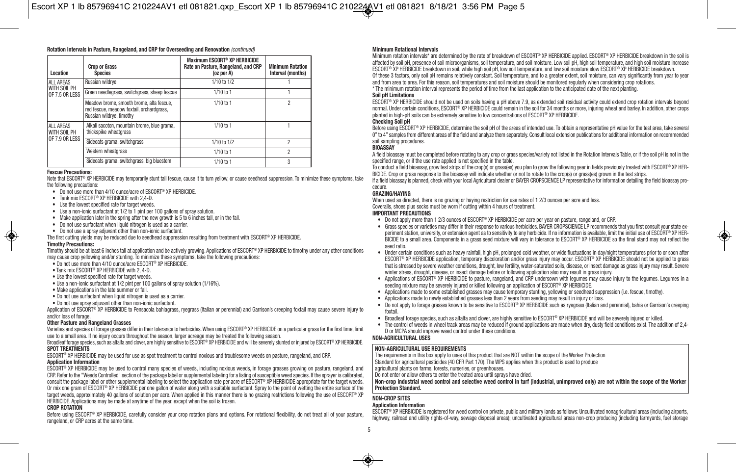**Rotation Intervals in Pasture, Rangeland, and CRP for Overseeding and Renovation** *(continued)*

| Location | Crop or Grass Species | Maximum ESCORT® XP HERBICIDE Rate on Pasture, Rangeland, and CRP (oz per A) | Minimum Rotation Interval (months) |
|---|---|---|---|
| ALL AREAS WITH SOIL PH OF 7.5 OR LESS | Russian wildrye | 1/10 to 1/2 | 1 |
| | Green needlegrass, switchgrass, sheep fescue | 1/10 to 1 | 1 |
| | Meadow brome, smooth brome, alta fescue, red fescue, meadow foxtail, orchardgrass, Russian wildrye, timothy | 1/10 to 1 | 2 |
| ALL AREAS WITH SOIL PH OF 7.9 OR LESS | Alkali sacoton, mountain brome, blue grama, thickspike wheatgrass | 1/10 to 1 | 1 |
| | Sideoats grama, switchgrass | 1/10 to 1/2 | 2 |
| | Western wheatgrass | 1/10 to 1 | 2 |
| | Sideoats grama, switchgrass, big bluestem | 1/10 to 1 | 3 |

**Fescue Precautions:**

Note that ESCORT® XP HERBICIDE may temporarily stunt tall fescue, cause it to turn yellow, or cause seedhead suppression. To minimize these symptoms, take the following precautions:

- Do not use more than 4/10 ounce/acre of ESCORT® XP HERBICIDE.
- Tank mix ESCORT® XP HERBICIDE with 2,4-D.
- Use the lowest specified rate for target weeds.
- Use a non-ionic surfactant at 1/2 to 1 pint per 100 gallons of spray solution.
- Make application later in the spring after the new growth is 5 to 6 inches tall, or in the fall.
- Do not use surfactant when liquid nitrogen is used as a carrier.
- Do not use a spray adjuvant other than non-ionic surfactant.

The first cutting yields may be reduced due to seedhead suppression resulting from treatment with ESCORT® XP HERBICIDE.

**Timothy Precautions:**

Timothy should be at least 6 inches tall at application and be actively growing. Applications of ESCORT® XP HERBICIDE to timothy under any other conditions may cause crop yellowing and/or stunting. To minimize these symptoms, take the following precautions:

- Do not use more than 4/10 ounce/acre ESCORT® XP HERBICIDE.
- Tank mix ESCORT® XP HERBICIDE with 2, 4-D.
- Use the lowest specified rate for target weeds.
- Use a non-ionic surfactant at 1/2 pint per 100 gallons of spray solution (1/16%).
- Make applications in the late summer or fall.
- Do not use surfactant when liquid nitrogen is used as a carrier.
- Do not use spray adjuvant other than non-ionic surfactant.

Application of ESCORT® XP HERBICIDE to Pensacola bahiagrass, ryegrass (Italian or perennial) and Garrison's creeping foxtail may cause severe injury to and/or loss of forage.

**Other Pasture and Rangeland Grasses**

Varieties and species of forage grasses differ in their tolerance to herbicides. When using ESCORT® XP HERBICIDE on a particular grass for the first time, limit use to a small area. If no injury occurs throughout the season, larger acreage may be treated the following season.

Broadleaf forage species, such as alfalfa and clover, are highly sensitive to ESCORT® XP HERBICIDE and will be severely stunted or injured by ESCORT® XP HERBICIDE.

**SPOT TREATMENTS**

ESCORT® XP HERBICIDE may be used for use as spot treatment to control noxious and troublesome weeds on pasture, rangeland, and CRP.

**Application Information**

ESCORT® XP HERBICIDE may be used to control many species of weeds, including noxious weeds, in forage grasses growing on pasture, rangeland, and CRP. Refer to the "Weeds Controlled" section of the package label or supplemental labeling for a listing of susceptible weed species. If the sprayer is calibrated, consult the package label or other supplemental labeling to select the application rate per acre of ESCORT® XP HERBICIDE appropriate for the target weeds. Or mix one gram of ESCORT® XP HERBICIDE per one gallon of water along with a suitable surfactant. Spray to the point of wetting the entire surface of the target weeds, approximately 40 gallons of solution per acre. When applied in this manner there is no grazing restrictions following the use of ESCORT® XP HERBICIDE. Applications may be made at anytime of the year, except when the soil is frozen.

**CROP ROTATION**

Before using ESCORT® XP HERBICIDE, carefully consider your crop rotation plans and options. For rotational flexibility, do not treat all of your pasture, rangeland, or CRP acres at the same time.

**Minimum Rotational Intervals**

Minimum rotation intervals* are determined by the rate of breakdown of ESCORT® XP HERBICIDE applied. ESCORT® XP HERBICIDE breakdown in the soil is affected by soil pH, presence of soil microorganisms, soil temperature, and soil moisture. Low soil pH, high soil temperature, and high soil moisture increase ESCORT® XP HERBICIDE breakdown in soil, while high soil pH, low soil temperature, and low soil moisture slow ESCORT® XP HERBICIDE breakdown.

Of these 3 factors, only soil pH remains relatively constant. Soil temperature, and to a greater extent, soil moisture, can vary significantly from year to year and from area to area. For this reason, soil temperatures and soil moisture should be monitored regularly when considering crop rotations.

\* The minimum rotation interval represents the period of time from the last application to the anticipated date of the next planting.

**Soil pH Limitations**

ESCORT® XP HERBICIDE should not be used on soils having a pH above 7.9, as extended soil residual activity could extend crop rotation intervals beyond normal. Under certain conditions, ESCORT® XP HERBICIDE could remain in the soil for 34 months or more, injuring wheat and barley. In addition, other crops planted in high-pH soils can be extremely sensitive to low concentrations of ESCORT® XP HERBICIDE.

**Checking Soil pH**

Before using ESCORT® XP HERBICIDE, determine the soil pH of the areas of intended use. To obtain a representative pH value for the test area, take several 0" to 4" samples from different areas of the field and analyze them separately. Consult local extension publications for additional information on recommended soil sampling procedures.

**BIOASSAY**

A field bioassay must be completed before rotating to any crop or grass species/variety not listed in the Rotation Intervals Table, or if the soil pH is not in the specified range, or if the use rate applied is not specified in the table.

To conduct a field bioassay, grow test strips of the crop(s) or grass(es) you plan to grow the following year in fields previously treated with ESCORT® XP HERBICIDE. Crop or grass response to the bioassay will indicate whether or not to rotate to the crop(s) or grass(es) grown in the test strips.

If a field bioassay is planned, check with your local Agricultural dealer or BAYER CROPSCIENCE LP representative for information detailing the field bioassay procedure.

**GRAZING/HAYING**

When used as directed, there is no grazing or haying restriction for use rates of 1 2/3 ounces per acre and less.

Coveralls, shoes plus socks must be worn if cutting within 4 hours of treatment.

**IMPORTANT PRECAUTIONS**

- Do not apply more than 1 2/3 ounces of ESCORT® XP HERBICIDE per acre per year on pasture, rangeland, or CRP.
- Grass species or varieties may differ in their response to various herbicides. BAYER CROPSCIENCE LP recommends that you first consult your state experiment station, university, or extension agent as to sensitivity to any herbicide. If no information is available, limit the initial use of ESCORT® XP HERBICIDE to a small area. Components in a grass seed mixture will vary in tolerance to ESCORT® XP HERBICIDE so the final stand may not reflect the seed ratio.
- Under certain conditions such as heavy rainfall, high pH, prolonged cold weather, or wide fluctuations in day/night temperatures prior to or soon after ESCORT® XP HERBICIDE application, temporary discoloration and/or grass injury may occur. ESCORT® XP HERBICIDE should not be applied to grass that is stressed by severe weather conditions, drought, low fertility, water-saturated soils, disease, or insect damage as grass injury may result. Severe winter stress, drought, disease, or insect damage before or following application also may result in grass injury.
- Applications of ESCORT® XP HERBICIDE to pasture, rangeland, and CRP undersown with legumes may cause injury to the legumes. Legumes in a seeding mixture may be severely injured or killed following an application of ESCORT® XP HERBICIDE.
- Applications made to some established grasses may cause temporary stunting, yellowing or seedhead suppression (i.e. fescue, timothy).
- Applications made to newly established grasses less than 2 years from seeding may result in injury or loss.
- Do not apply to forage grasses known to be sensitive to ESCORT® XP HERBICIDE such as ryegrass (Italian and perennial), bahia or Garrison's creeping foxtail.
- Broadleaf forage species, such as alfalfa and clover, are highly sensitive to ESCORT® XP HERBICIDE and will be severely injured or killed.
- The control of weeds in wheel track areas may be reduced if ground applications are made when dry, dusty field conditions exist. The addition of 2,4-D or MCPA should improve weed control under these conditions.

**NON-AGRICULTURAL USES**

**NON-AGRICULTURAL USE REQUIREMENTS**

The requirements in this box apply to uses of this product that are NOT within the scope of the Worker Protection Standard for agricultural pesticides (40 CFR Part 170). The WPS applies when this product is used to produce agricultural plants on farms, forests, nurseries, or greenhouses.

Do not enter or allow others to enter the treated area until sprays have dried.

**Non-crop industrial weed control and selective weed control in turf (industrial, unimproved only) are not within the scope of the Worker Protection Standard.**

**NON-CROP SITES**

**Application Information**

ESCORT® XP HERBICIDE is registered for weed control on private, public and military lands as follows: Uncultivated nonagricultural areas (including airports, highway, railroad and utility rights-of-way, sewage disposal areas); uncultivated agricultural areas non-crop producing (including farmyards, fuel storage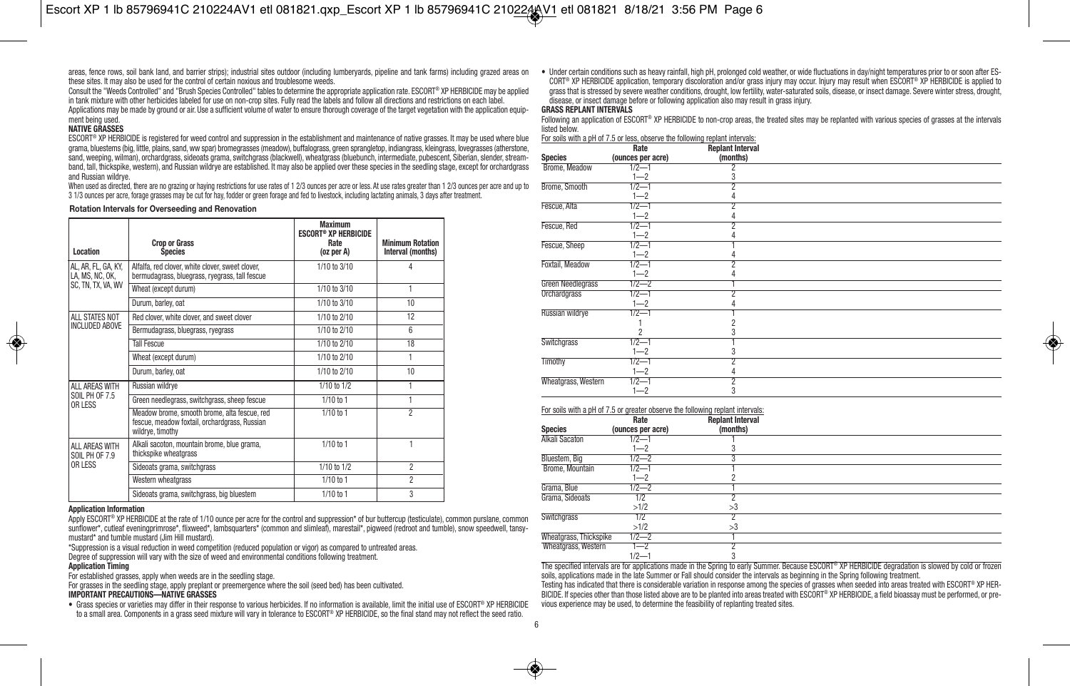areas, fence rows, soil bank land, and barrier strips); industrial sites outdoor (including lumberyards, pipeline and tank farms) including grazed areas on these sites. It may also be used for the control of certain noxious and troublesome weeds.

Consult the "Weeds Controlled" and "Brush Species Controlled" tables to determine the appropriate application rate. ESCORT® XP HERBICIDE may be applied in tank mixture with other herbicides labeled for use on non-crop sites. Fully read the labels and follow all directions and restrictions on each label.

Applications may be made by ground or air. Use a sufficient volume of water to ensure thorough coverage of the target vegetation with the application equipment being used.

**NATIVE GRASSES**

ESCORT® XP HERBICIDE is registered for weed control and suppression in the establishment and maintenance of native grasses. It may be used where blue grama, bluestems (big, little, plains, sand, ww spar) bromegrasses (meadow), buffalograss, green sprangletop, indiangrass, kleingrass, lovegrasses (atherstone, sand, weeping, wilman), orchardgrass, sideoats grama, switchgrass (blackwell), wheatgrass (bluebunch, intermediate, pubescent, Siberian, slender, streambank, tall, thickspike, western), and Russian wildrye are established. It may also be applied over these species in the seedling stage, except for orchardgrass and Russian wildrye.

When used as directed, there are no grazing or haying restrictions for use rates of 1 2/3 ounces per acre or less. At use rates greater than 1 2/3 ounces per acre and up to 3 1/3 ounces per acre, forage grasses may be cut for hay, fodder or green forage and fed to livestock, including lactating animals, 3 days after treatment.

**Rotation Intervals for Overseeding and Renovation**

| Location | Crop or Grass Species | Maximum ESCORT® XP HERBICIDE Rate (oz per A) | Minimum Rotation Interval (months) |
|---|---|---|---|
| AL, AR, FL, GA, KY, LA, MS, NC, OK, SC, TN, TX, VA, WV | Alfalfa, red clover, white clover, sweet clover, bermudagrass, bluegrass, ryegrass, tall fescue | 1/10 to 3/10 | 4 |
| | Wheat (except durum) | 1/10 to 3/10 | 1 |
| | Durum, barley, oat | 1/10 to 3/10 | 10 |
| ALL STATES NOT INCLUDED ABOVE | Red clover, white clover, and sweet clover | 1/10 to 2/10 | 12 |
| | Bermudagrass, bluegrass, ryegrass | 1/10 to 2/10 | 6 |
| | Tall Fescue | 1/10 to 2/10 | 18 |
| | Wheat (except durum) | 1/10 to 2/10 | 1 |
| | Durum, barley, oat | 1/10 to 2/10 | 10 |
| ALL AREAS WITH SOIL PH OF 7.5 OR LESS | Russian wildrye | 1/10 to 1/2 | 1 |
| | Green needlegrass, switchgrass, sheep fescue | 1/10 to 1 | 1 |
| | Meadow brome, smooth brome, alta fescue, red fescue, meadow foxtail, orchardgrass, Russian wildrye, timothy | 1/10 to 1 | 2 |
| ALL AREAS WITH SOIL PH OF 7.9 OR LESS | Alkali sacoton, mountain brome, blue grama, thickspike wheatgrass | 1/10 to 1 | 1 |
| | Sideoats grama, switchgrass | 1/10 to 1/2 | 2 |
| | Western wheatgrass | 1/10 to 1 | 2 |
| | Sideoats grama, switchgrass, big bluestem | 1/10 to 1 | 3 |

**Application Information**

Apply ESCORT® XP HERBICIDE at the rate of 1/10 ounce per acre for the control and suppression* of bur buttercup (testiculate), common purslane, common sunflower*, cutleaf eveningprimrose*, flixweed*, lambsquarters* (common and slimleaf), marestail*, pigweed (redroot and tumble), snow speedwell, tansymustard* and tumble mustard (Jim Hill mustard).

*Suppression is a visual reduction in weed competition (reduced population or vigor) as compared to untreated areas.

Degree of suppression will vary with the size of weed and environmental conditions following treatment.

**Application Timing**

For established grasses, apply when weeds are in the seedling stage.

For grasses in the seedling stage, apply preplant or preemergence where the soil (seed bed) has been cultivated.

**IMPORTANT PRECAUTIONS—NATIVE GRASSES**

- Grass species or varieties may differ in their response to various herbicides. If no information is available, limit the initial use of ESCORT® XP HERBICIDE to a small area. Components in a grass seed mixture will vary in tolerance to ESCORT® XP HERBICIDE, so the final stand may not reflect the seed ratio.
- Under certain conditions such as heavy rainfall, high pH, prolonged cold weather, or wide fluctuations in day/night temperatures prior to or soon after ESCORT® XP HERBICIDE application, temporary discoloration and/or grass injury may occur. Injury may result when ESCORT® XP HERBICIDE is applied to grass that is stressed by severe weather conditions, drought, low fertility, water-saturated soils, disease, or insect damage. Severe winter stress, drought, disease, or insect damage before or following application also may result in grass injury.

**GRASS REPLANT INTERVALS**

Following an application of ESCORT® XP HERBICIDE to non-crop areas, the treated sites may be replanted with various species of grasses at the intervals listed below.

For soils with a pH of 7.5 or less, observe the following replant intervals:

| Species | Rate (ounces per acre) | Replant Interval (months) |
|---|---|---|
| Brome, Meadow | 1/2—1 | 2 |
| | 1—2 | 3 |
| Brome, Smooth | 1/2—1 | 2 |
| | 1—2 | 4 |
| Fescue, Alta | 1/2—1 | 2 |
| | 1—2 | 4 |
| Fescue, Red | 1/2—1 | 2 |
| | 1—2 | 4 |
| Fescue, Sheep | 1/2—1 | 1 |
| | 1—2 | 4 |
| Foxtail, Meadow | 1/2—1 | 2 |
| | 1—2 | 4 |
| Green Needlegrass | 1/2—2 | 1 |
| Orchardgrass | 1/2—1 | 2 |
| | 1—2 | 4 |
| Russian wildrye | 1/2—1 | 1 |
| | 1 | 2 |
| | 2 | 3 |
| Switchgrass | 1/2—1 | 1 |
| | 1—2 | 3 |
| Timothy | 1/2—1 | 2 |
| | 1—2 | 4 |
| Wheatgrass, Western | 1/2—1 | 2 |
| | 1—2 | 3 |

For soils with a pH of 7.5 or greater observe the following replant intervals:

| Species | Rate (ounces per acre) | Replant Interval (months) |
|---|---|---|
| Alkali Sacaton | 1/2—1 | 1 |
| | 1—2 | 3 |
| Bluestem, Big | 1/2—2 | 3 |
| Brome, Mountain | 1/2—1 | 1 |
| | 1—2 | 2 |
| Grama, Blue | 1/2—2 | 1 |
| Grama, Sideoats | 1/2 | 2 |
| | >1/2 | >3 |
| Switchgrass | 1/2 | 2 |
| | >1/2 | >3 |
| Wheatgrass, Thickspike | 1/2—2 | 1 |
| Wheatgrass, Western | 1—2 | 2 |
| | 1/2—1 | 3 |

The specified intervals are for applications made in the Spring to early Summer. Because ESCORT® XP HERBICIDE degradation is slowed by cold or frozen soils, applications made in the late Summer or Fall should consider the intervals as beginning in the Spring following treatment.

Testing has indicated that there is considerable variation in response among the species of grasses when seeded into areas treated with ESCORT® XP HERBICIDE. If species other than those listed above are to be planted into areas treated with ESCORT® XP HERBICIDE, a field bioassay must be performed, or previous experience may be used, to determine the feasibility of replanting treated sites.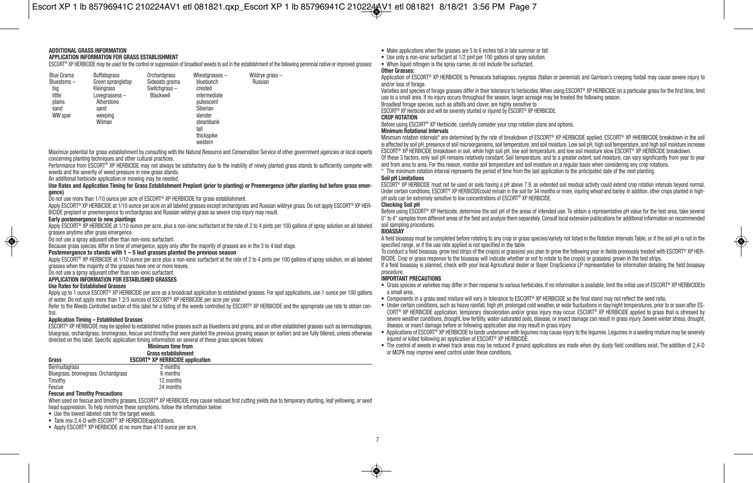## ADDITIONAL GRASS INFORMATION

### APPLICATION INFORMATION FOR GRASS ESTABLISHMENT

ESCORT® XP HERBICIDE may be used for the control or suppression of broadleaf weeds to aid in the establishment of the following perennial native or improved grasses:

| | | | | |
|---|---|---|---|---|
| Blue Grama | Buffalograss | Orchardgrass | Wheatgrasses – | Wildrye grass – |
| Bluestems – | Green sprangletop | Sideoats grama | bluebunch | Russian |
| big | Kleingrass | Switchgrass – | crested | |
| little | Lovegrassess – | Blackwell | intermediate | |
| plains | Atherstone | | pubescent | |
| sand | sand | | Siberian | |
| WW spar | weeping | | slender | |
| | Wilman | | steambank | |
| | | | tall | |
| | | | thickspike | |
| | | | western | |

Maximize potential for grass establishment by consulting with the Natural Resource and Conservation Service of other government agencies or local experts concerning planting techniques and other cultural practices.

Performance from ESCORT® XP HERBICIDE may not always be satisfactory due to the inability of newly planted grass stands to sufficiently compete with weeds and the severity of weed pressure in new grass stands.

An additional herbicide application or mowing may be needed.

**Use Rates and Application Timing for Grass Establishment Preplant (prior to planting) or Preemergence (after planting but before grass emergence)**

Do not use more than 1/10 ounce per acre of ESCORT® XP HERBICIDE for grass establishment.

Apply ESCORT® XP HERBICIDE at 1/10 ounce per acre on all labeled grasses except orchardgrass and Russian wildrye grass. Do not apply ESCORT® XP HERBICIDE preplant or preemergence to orchardgrass and Russian wildrye grass as severe crop injury may result.

**Early postemergence to new plantings**

Apply ESCORT® XP HERBICIDE at 1/10 ounce per acre, plus a non-ionic surfactant at the rate of 2 to 4 pints per 100 gallons of spray solution on all labeled grasses anytime after grass emergence.

Do not use a spray adjuvant other than non-ionic surfactant.

Because grass species differ in time of emergence, apply only after the majority of grasses are in the 3 to 4 leaf stage.

**Postemergence to stands with 1 – 5 leaf grasses planted the previous season**

Apply ESCORT® XP HERBICIDE at 1/10 ounce per acre plus a non-ionic surfactant at the rate of 2 to 4 pints per 100 gallons of spray solution, on all labeled grasses when the majority of the grasses have one or more leaves.

Do not use a spray adjuvant other than non-ionic surfactant.

### APPLICATION INFORMATION FOR ESTABLISHED GRASSES

**Use Rates for Established Grasses**

Apply up to 1 ounce ESCORT® XP HERBICIDE per acre as a broadcast application to established grasses. For spot applications, use 1 ounce per 100 gallons of water. Do not apply more than 1 2/3 ounces of ESCORT® XP HERBICIDE per acre per year.

Refer to the Weeds Controlled section of this label for a listing of the weeds controlled by ESCORT® XP HERBICIDE and the appropriate use rate to obtain control.

**Application Timing – Established Grasses**

ESCORT® XP HERBICIDE may be applied to established native grasses such as bluestems and grama, and on other established grasses such as bermudagrass, bluegrass, orchardgrass, bromegrass, fescue and timothy that were planted the previous growing season (or earlier) and are fully tillered, unless otherwise directed on this label. Specific application timing information on several of these grass species follows:

| Grass | Minimum time from Grass establishment ESCORT® XP HERBICIDE application |
|---|---|
| Bermudagrass | 2 months |
| Bluegrass, bromegrass, Orchardgrass | 6 months |
| Timothy | 12 months |
| Fescue | 24 months |

**Fescue and Timothy Precautions**

When used on fescue and timothy grasses, ESCORT® XP HERBICIDE may cause reduced first cutting yields due to temporary stunting, leaf yellowing, or seed head suppression. To help minimize these symptoms, follow the information below:

- Use the lowest labeled rate for the target weeds.
- Tank mix 2,4-D with ESCORT® XP HERBICIDEapplications.
- Apply ESCORT® XP HERBICIDE at no more than 4/10 ounce per acre.
- Make applications when the grasses are 5 to 6 inches tall in late summer or fall.
- Use only a non-ionic surfactant at 1/2 pint per 100 gallons of spray solution.
- When liquid nitrogen is the spray carrier, do not include the surfactant.

**Other Grasses:**

Application of ESCORT® XP HERBICIDE to Pensacola bahiagrass, ryegrass (Italian or perennial) and Garrison's creeping foxtail may cause severe injury to and/or loss of forage.

Varieties and species of forage grasses differ in their tolerance to herbicides. When using ESCORT® XP HERBICIDE on a particular grass for the first time, limit use to a small area. If no injury occurs throughout the season, larger acreage may be treated the following season.

Broadleaf forage species, such as alfalfa and clover, are highly sensitive to ESCORT® XP Herbicide and will be severely stunted or injured by ESCORT® XP HERBICIDE.

### CROP ROTATION

Before using ESCORT® XP Herbicide, carefully consider your crop rotation plans and options.

**Minimum Rotational Intervals**

Minimum rotation intervals* are determined by the rate of breakdown of ESCORT® XP HERBICIDE applied. ESCORT® XP HHERBICIDE breakdown in the soil is affected by soil pH, presence of soil microorganisms, soil temperature, and soil moisture. Low soil pH, high soil temperature, and high soil moisture increase ESCORT® XP HERBICIDE breakdown in soil, while high soil pH, low soil temperature, and low soil moisture slow ESCORT® XP HERBICIDE breakdown.

Of these 3 factors, only soil pH remains relatively constant. Soil temperature, and to a greater extent, soil moisture, can vary significantly from year to year and from area to area. For this reason, monitor soil temperature and soil moisture on a regular basis when considering any crop rotations.

\* The minimum rotation interval represents the period of time from the last application to the anticipated date of the next planting.

**Soil pH Limitations**

ESCORT® XP HERBICIDE must not be used on soils having a pH above 7.9, as extended soil residual activity could extend crop rotation intervals beyond normal. Under certain conditions, ESCORT® XP HERBICIDEcould remain in the soil for 34 months or more, injuring wheat and barley. In addition, other crops planted in high-pH soils can be extremely sensitive to low concentrations of ESCORT® XP HERBICIDE.

**Checking Soil pH**

Before using ESCORT® XP Herbicide, determine the soil pH of the areas of intended use. To obtain a representative pH value for the test area, take several 0" to 4" samples from different areas of the field and analyze them separately. Consult local extension publications for additional information on recommended soil sampling procedures.

### BIOASSAY

A field bioassay must be completed before rotating to any crop or grass species/variety not listed in the Rotation Intervals Table, or if the soil pH is not in the specified range, or if the use rate applied is not specified in the table.

To conduct a field bioassay, grow test strips of the crop(s) or grass(es) you plan to grow the following year in fields previously treated with ESCORT® XP HERBICIDE. Crop or grass response to the bioassay will indicate whether or not to rotate to the crop(s) or grass(es) grown in the test strips.

If a field bioassay is planned, check with your local Agricultural dealer or Bayer CropScience LP representative for information detailing the field bioassay procedure.

### IMPORTANT PRECAUTIONS

- Grass species or varieties may differ in their response to various herbicides. If no information is available, limit the initial use of ESCORT® XP HERBICIDEto a small area.
- Components in a grass seed mixture will vary in tolerance to ESCORT® XP HERBICIDE so the final stand may not reflect the seed ratio.
- Under certain conditions, such as heavy rainfall, high pH, prolonged cold weather, or wide fluctuations in day/night temperatures, prior to or soon after ESCORT® XP HERBICIDE application, temporary discoloration and/or grass injury may occur. ESCORT® XP HERBICIDE applied to grass that is stressed by severe weather conditions, drought, low fertility, water-saturated soils, disease, or insect damage can result in grass injury. Severe winter stress, drought, disease, or insect damage before or following application also may result in grass injury.
- Applications of ESCORT® XP HERBICIDE to lands undersown with legumes may cause injury to the legumes. Legumes in a seeding mixture may be severely injured or killed following an application of ESCORT® XP HERBICIDE.
- The control of weeds in wheel track areas may be reduced if ground applications are made when dry, dusty field conditions exist. The addition of 2,4-D or MCPA may improve weed control under these conditions.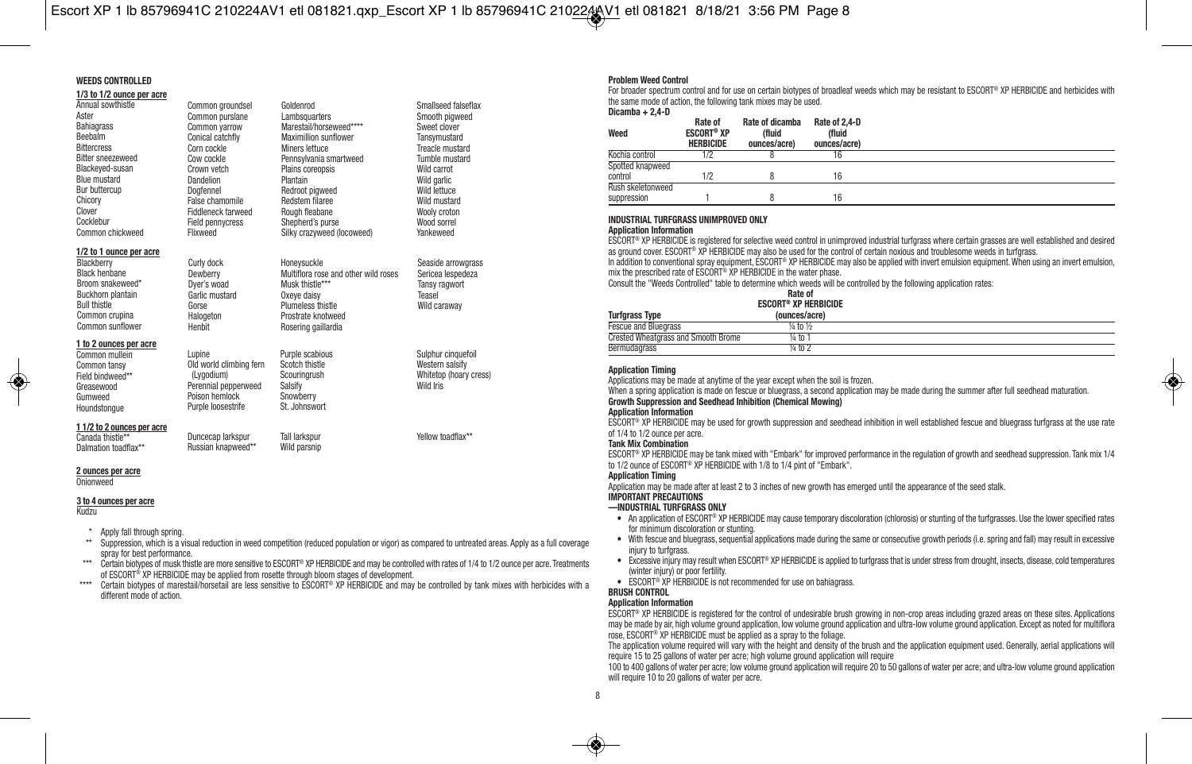#### WEEDS CONTROLLED

**1/3 to 1/2 ounce per acre**

| | | | |
|---|---|---|---|
| Annual sowthistle | Common groundsel | Goldenrod | Smallseed falseflax |
| Aster | Common purslane | Lambsquarters | Smooth pigweed |
| Bahiagrass | Common yarrow | Marestail/horseweed**** | Sweet clover |
| Beebalm | Conical catchfly | Maximillion sunflower | Tansymustard |
| Bittercress | Corn cockle | Miners lettuce | Treacle mustard |
| Bitter sneezeweed | Cow cockle | Pennsylvania smartweed | Tumble mustard |
| Blackeyed-susan | Crown vetch | Plains coreopsis | Wild carrot |
| Blue mustard | Dandelion | Plantain | Wild garlic |
| Bur buttercup | Dogfennel | Redroot pigweed | Wild lettuce |
| Chicory | False chamomile | Redstem filaree | Wild mustard |
| Clover | Fiddleneck tarweed | Rough fleabane | Wooly croton |
| Cocklebur | Field pennycress | Shepherd's purse | Wood sorrel |
| Common chickweed | Flixweed | Silky crazyweed (locoweed) | Yankeeweed |

**1/2 to 1 ounce per acre**

| | | | |
|---|---|---|---|
| Blackberry | Curly dock | Honeysuckle | Seaside arrowgrass |
| Black henbane | Dewberry | Multiflora rose and other wild roses | Sericea lespedeza |
| Broom snakeweed* | Dyer's woad | Musk thistle*** | Tansy ragwort |
| Buckhorn plantain | Garlic mustard | Oxeye daisy | Teasel |
| Bull thistle | Gorse | Plumeless thistle | Wild caraway |
| Common crupina | Halogeton | Prostrate knotweed | |
| Common sunflower | Henbit | Rosering gaillardia | |

**1 to 2 ounces per acre**

| | | | |
|---|---|---|---|
| Common mullein | Lupine | Purple scabious | Sulphur cinquefoil |
| Common tansy | Old world climbing fern (Lygodium) | Scotch thistle | Western salsify |
| Field bindweed** | Perennial pepperweed | Scouringrush | Whitetop (hoary cress) |
| Greasewood | Poison hemlock | Salsify | Wild Iris |
| Gumweed | Purple loosestrife | Snowberry | |
| Houndstongue | | St. Johnswort | |

**1 1/2 to 2 ounces per acre**

| | | | |
|---|---|---|---|
| Canada thistle** | Duncecap larkspur | Tall larkspur | Yellow toadflax** |
| Dalmation toadflax** | Russian knapweed** | Wild parsnip | |

**2 ounces per acre**

Onionweed

**3 to 4 ounces per acre**

Kudzu

\* Apply fall through spring.

\*\* Suppression, which is a visual reduction in weed competition (reduced population or vigor) as compared to untreated areas. Apply as a full coverage spray for best performance.

\*\*\* Certain biotypes of musk thistle are more sensitive to ESCORT® XP HERBICIDE and may be controlled with rates of 1/4 to 1/2 ounce per acre. Treatments of ESCORT® XP HERBICIDE may be applied from rosette through bloom stages of development.

\*\*\*\* Certain biotypes of marestail/horsetail are less sensitive to ESCORT® XP HERBICIDE and may be controlled by tank mixes with herbicides with a different mode of action.

**Problem Weed Control**

For broader spectrum control and for use on certain biotypes of broadleaf weeds which may be resistant to ESCORT® XP HERBICIDE and herbicides with the same mode of action, the following tank mixes may be used.

**Dicamba + 2,4-D**

| Weed | Rate of ESCORT® XP HERBICIDE | Rate of dicamba (fluid ounces/acre) | Rate of 2,4-D (fluid ounces/acre) |
|---|---|---|---|
| Kochia control | 1/2 | 8 | 16 |
| Spotted knapweed control | 1/2 | 8 | 16 |
| Rush skeletonweed suppression | 1 | 8 | 16 |

#### INDUSTRIAL TURFGRASS UNIMPROVED ONLY

**Application Information**

ESCORT® XP HERBICIDE is registered for selective weed control in unimproved industrial turfgrass where certain grasses are well established and desired as ground cover. ESCORT® XP HERBICIDE may also be used for the control of certain noxious and troublesome weeds in turfgrass.

In addition to conventional spray equipment, ESCORT® XP HERBICIDE may also be applied with invert emulsion equipment. When using an invert emulsion, mix the prescribed rate of ESCORT® XP HERBICIDE in the water phase.

Consult the "Weeds Controlled" table to determine which weeds will be controlled by the following application rates:

| Turfgrass Type | Rate of ESCORT® XP HERBICIDE (ounces/acre) |
|---|---|
| Fescue and Bluegrass | ¼ to ½ |
| Crested Wheatgrass and Smooth Brome | ¼ to 1 |
| Bermudagrass | ¼ to 2 |

**Application Timing**

Applications may be made at anytime of the year except when the soil is frozen.

When a spring application is made on fescue or bluegrass, a second application may be made during the summer after full seedhead maturation.

**Growth Suppression and Seedhead Inhibition (Chemical Mowing)**

**Application Information**

ESCORT® XP HERBICIDE may be used for growth suppression and seedhead inhibition in well established fescue and bluegrass turfgrass at the use rate of 1/4 to 1/2 ounce per acre.

**Tank Mix Combination**

ESCORT® XP HERBICIDE may be tank mixed with "Embark" for improved performance in the regulation of growth and seedhead suppression. Tank mix 1/4 to 1/2 ounce of ESCORT® XP HERBICIDE with 1/8 to 1/4 pint of "Embark".

**Application Timing**

Application may be made after at least 2 to 3 inches of new growth has emerged until the appearance of the seed stalk.

**IMPORTANT PRECAUTIONS**

**—INDUSTRIAL TURFGRASS ONLY**

- An application of ESCORT® XP HERBICIDE may cause temporary discoloration (chlorosis) or stunting of the turfgrasses. Use the lower specified rates for minimum discoloration or stunting.
- With fescue and bluegrass, sequential applications made during the same or consecutive growth periods (i.e. spring and fall) may result in excessive injury to turfgrass.
- Excessive injury may result when ESCORT® XP HERBICIDE is applied to turfgrass that is under stress from drought, insects, disease, cold temperatures (winter injury) or poor fertility.
- ESCORT® XP HERBICIDE is not recommended for use on bahiagrass.

**BRUSH CONTROL**

**Application Information**

ESCORT® XP HERBICIDE is registered for the control of undesirable brush growing in non-crop areas including grazed areas on these sites. Applications may be made by air, high volume ground application, low volume ground application and ultra-low volume ground application. Except as noted for multiflora rose, ESCORT® XP HERBICIDE must be applied as a spray to the foliage.

The application volume required will vary with the height and density of the brush and the application equipment used. Generally, aerial applications will require 15 to 25 gallons of water per acre; high volume ground application will require 100 to 400 gallons of water per acre; low volume ground application will require 20 to 50 gallons of water per acre; and ultra-low volume ground application will require 10 to 20 gallons of water per acre.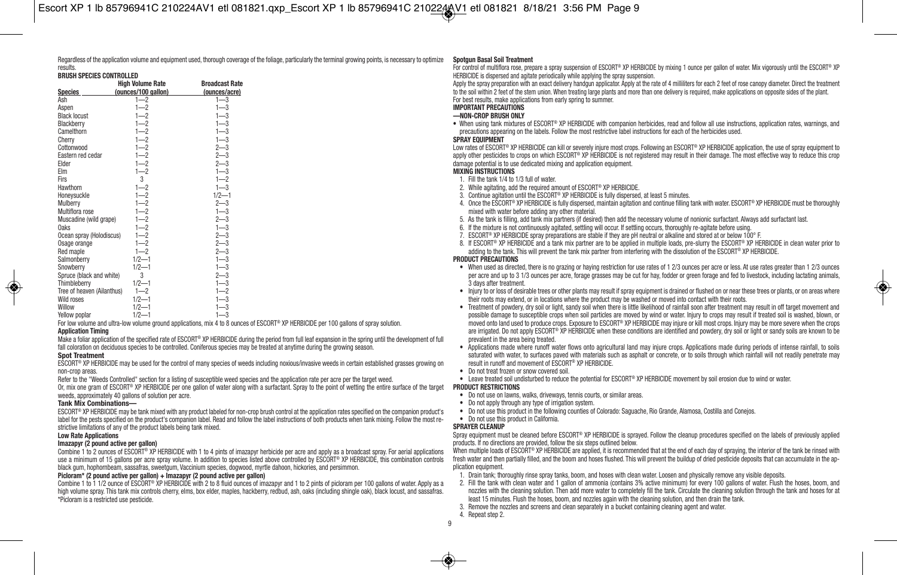Regardless of the application volume and equipment used, thorough coverage of the foliage, particularly the terminal growing points, is necessary to optimize results.

**BRUSH SPECIES CONTROLLED**

| Species | High Volume Rate (ounces/100 gallon) | Broadcast Rate (ounces/acre) |
|---|---|---|
| Ash | 1—2 | 1—3 |
| Aspen | 1—2 | 1—3 |
| Black locust | 1—2 | 1—3 |
| Blackberry | 1—2 | 1—3 |
| Camelthorn | 1—2 | 1—3 |
| Cherry | 1—2 | 1—3 |
| Cottonwood | 1—2 | 2—3 |
| Eastern red cedar | 1—2 | 2—3 |
| Elder | 1—2 | 2—3 |
| Elm | 1—2 | 1—3 |
| Firs | 3 | 1—2 |
| Hawthorn | 1—2 | 1—3 |
| Honeysuckle | 1—2 | 1/2—1 |
| Mulberry | 1—2 | 2—3 |
| Multiflora rose | 1—2 | 1—3 |
| Muscadine (wild grape) | 1—2 | 2—3 |
| Oaks | 1—2 | 1—3 |
| Ocean spray (Holodiscus) | 1—2 | 2—3 |
| Osage orange | 1—2 | 2—3 |
| Red maple | 1—2 | 2—3 |
| Salmonberry | 1/2—1 | 1—3 |
| Snowberry | 1/2—1 | 1—3 |
| Spruce (black and white) | 3 | 2—3 |
| Thimbleberry | 1/2—1 | 1—3 |
| Tree of heaven (Ailanthus) | 1—2 | 1—2 |
| Wild roses | 1/2—1 | 1—3 |
| Willow | 1/2—1 | 1—3 |
| Yellow poplar | 1/2—1 | 1—3 |

For low volume and ultra-low volume ground applications, mix 4 to 8 ounces of ESCORT® XP HERBICIDE per 100 gallons of spray solution.

**Application Timing**

Make a foliar application of the specified rate of ESCORT® XP HERBICIDE during the period from full leaf expansion in the spring until the development of full fall coloration on deciduous species to be controlled. Coniferous species may be treated at anytime during the growing season.

**Spot Treatment**

ESCORT® XP HERBICIDE may be used for the control of many species of weeds including noxious/invasive weeds in certain established grasses growing on non-crop areas.

Refer to the "Weeds Controlled" section for a listing of susceptible weed species and the application rate per acre per the target weed.

Or, mix one gram of ESCORT® XP HERBICIDE per one gallon of water along with a surfactant. Spray to the point of wetting the entire surface of the target weeds, approximately 40 gallons of solution per acre.

**Tank Mix Combinations—**

ESCORT® XP HERBICIDE may be tank mixed with any product labeled for non-crop brush control at the application rates specified on the companion product's label for the pests specified on the product's companion label. Read and follow the label instructions of both products when tank mixing. Follow the most restrictive limitations of any of the product labels being tank mixed.

**Low Rate Applications**

**Imazapyr (2 pound active per gallon)**

Combine 1 to 2 ounces of ESCORT® XP HERBICIDE with 1 to 4 pints of imazapyr herbicide per acre and apply as a broadcast spray. For aerial applications use a minimum of 15 gallons per acre spray volume. In addition to species listed above controlled by ESCORT® XP HERBICIDE, this combination controls black gum, hophornbeam, sassafras, sweetgum, Vaccinium species, dogwood, myrtle dahoon, hickories, and persimmon.

**Picloram* (2 pound active per gallon) + Imazapyr (2 pound active per gallon)**

Combine 1 to 1 1/2 ounce of ESCORT® XP HERBICIDE with 2 to 8 fluid ounces of imazapyr and 1 to 2 pints of picloram per 100 gallons of water. Apply as a high volume spray. This tank mix controls cherry, elms, box elder, maples, hackberry, redbud, ash, oaks (including shingle oak), black locust, and sassafras.

*Picloram is a restricted use pesticide.

**Spotgun Basal Soil Treatment**

For control of multiflora rose, prepare a spray suspension of ESCORT® XP HERBICIDE by mixing 1 ounce per gallon of water. Mix vigorously until the ESCORT® XP HERBICIDE is dispersed and agitate periodically while applying the spray suspension.

Apply the spray preparation with an exact delivery handgun applicator. Apply at the rate of 4 milliliters for each 2 feet of rose canopy diameter. Direct the treatment to the soil within 2 feet of the stem union. When treating large plants and more than one delivery is required, make applications on opposite sides of the plant.

For best results, make applications from early spring to summer.

**IMPORTANT PRECAUTIONS**

**—NON-CROP BRUSH ONLY**

- When using tank mixtures of ESCORT® XP HERBICIDE with companion herbicides, read and follow all use instructions, application rates, warnings, and precautions appearing on the labels. Follow the most restrictive label instructions for each of the herbicides used.

**SPRAY EQUIPMENT**

Low rates of ESCORT® XP HERBICIDE can kill or severely injure most crops. Following an ESCORT® XP HERBICIDE application, the use of spray equipment to apply other pesticides to crops on which ESCORT® XP HERBICIDE is not registered may result in their damage. The most effective way to reduce this crop damage potential is to use dedicated mixing and application equipment.

**MIXING INSTRUCTIONS**

1. Fill the tank 1/4 to 1/3 full of water.
2. While agitating, add the required amount of ESCORT® XP HERBICIDE.
3. Continue agitation until the ESCORT® XP HERBICIDE is fully dispersed, at least 5 minutes.
4. Once the ESCORT® XP HERBICIDE is fully dispersed, maintain agitation and continue filling tank with water. ESCORT® XP HERBICIDE must be thoroughly mixed with water before adding any other material.
5. As the tank is filling, add tank mix partners (if desired) then add the necessary volume of nonionic surfactant. Always add surfactant last.
6. If the mixture is not continuously agitated, settling will occur. If settling occurs, thoroughly re-agitate before using.
7. ESCORT® XP HERBICIDE spray preparations are stable if they are pH neutral or alkaline and stored at or below 100° F.
8. If ESCORT® XP HERBICIDE and a tank mix partner are to be applied in multiple loads, pre-slurry the ESCORT® XP HERBICIDE in clean water prior to adding to the tank. This will prevent the tank mix partner from interfering with the dissolution of the ESCORT® XP HERBICIDE.

**PRODUCT PRECAUTIONS**

- When used as directed, there is no grazing or haying restriction for use rates of 1 2/3 ounces per acre or less. At use rates greater than 1 2/3 ounces per acre and up to 3 1/3 ounces per acre, forage grasses may be cut for hay, fodder or green forage and fed to livestock, including lactating animals, 3 days after treatment.
- Injury to or loss of desirable trees or other plants may result if spray equipment is drained or flushed on or near these trees or plants, or on areas where their roots may extend, or in locations where the product may be washed or moved into contact with their roots.
- Treatment of powdery, dry soil or light, sandy soil when there is little likelihood of rainfall soon after treatment may result in off target movement and possible damage to susceptible crops when soil particles are moved by wind or water. Injury to crops may result if treated soil is washed, blown, or moved onto land used to produce crops. Exposure to ESCORT® XP HERBICIDE may injure or kill most crops. Injury may be more severe when the crops are irrigated. Do not apply ESCORT® XP HERBICIDE when these conditions are identified and powdery, dry soil or light or sandy soils are known to be prevalent in the area being treated.
- Applications made where runoff water flows onto agricultural land may injure crops. Applications made during periods of intense rainfall, to soils saturated with water, to surfaces paved with materials such as asphalt or concrete, or to soils through which rainfall will not readily penetrate may result in runoff and movement of ESCORT® XP HERBICIDE.
- Do not treat frozen or snow covered soil.
- Leave treated soil undisturbed to reduce the potential for ESCORT® XP HERBICIDE movement by soil erosion due to wind or water.

**PRODUCT RESTRICTIONS**

- Do not use on lawns, walks, driveways, tennis courts, or similar areas.
- Do not apply through any type of irrigation system.
- Do not use this product in the following counties of Colorado: Saguache, Rio Grande, Alamosa, Costilla and Conejos.
- Do not use this product in California.

**SPRAYER CLEANUP**

Spray equipment must be cleaned before ESCORT® XP HERBICIDE is sprayed. Follow the cleanup procedures specified on the labels of previously applied products. If no directions are provided, follow the six steps outlined below.

When multiple loads of ESCORT® XP HERBICIDE are applied, it is recommended that at the end of each day of spraying, the interior of the tank be rinsed with fresh water and then partially filled, and the boom and hoses flushed. This will prevent the buildup of dried pesticide deposits that can accumulate in the application equipment.

1. Drain tank; thoroughly rinse spray tanks, boom, and hoses with clean water. Loosen and physically remove any visible deposits.
2. Fill the tank with clean water and 1 gallon of ammonia (contains 3% active minimum) for every 100 gallons of water. Flush the hoses, boom, and nozzles with the cleaning solution. Then add more water to completely fill the tank. Circulate the cleaning solution through the tank and hoses for at least 15 minutes. Flush the hoses, boom, and nozzles again with the cleaning solution, and then drain the tank.
3. Remove the nozzles and screens and clean separately in a bucket containing cleaning agent and water.
4. Repeat step 2.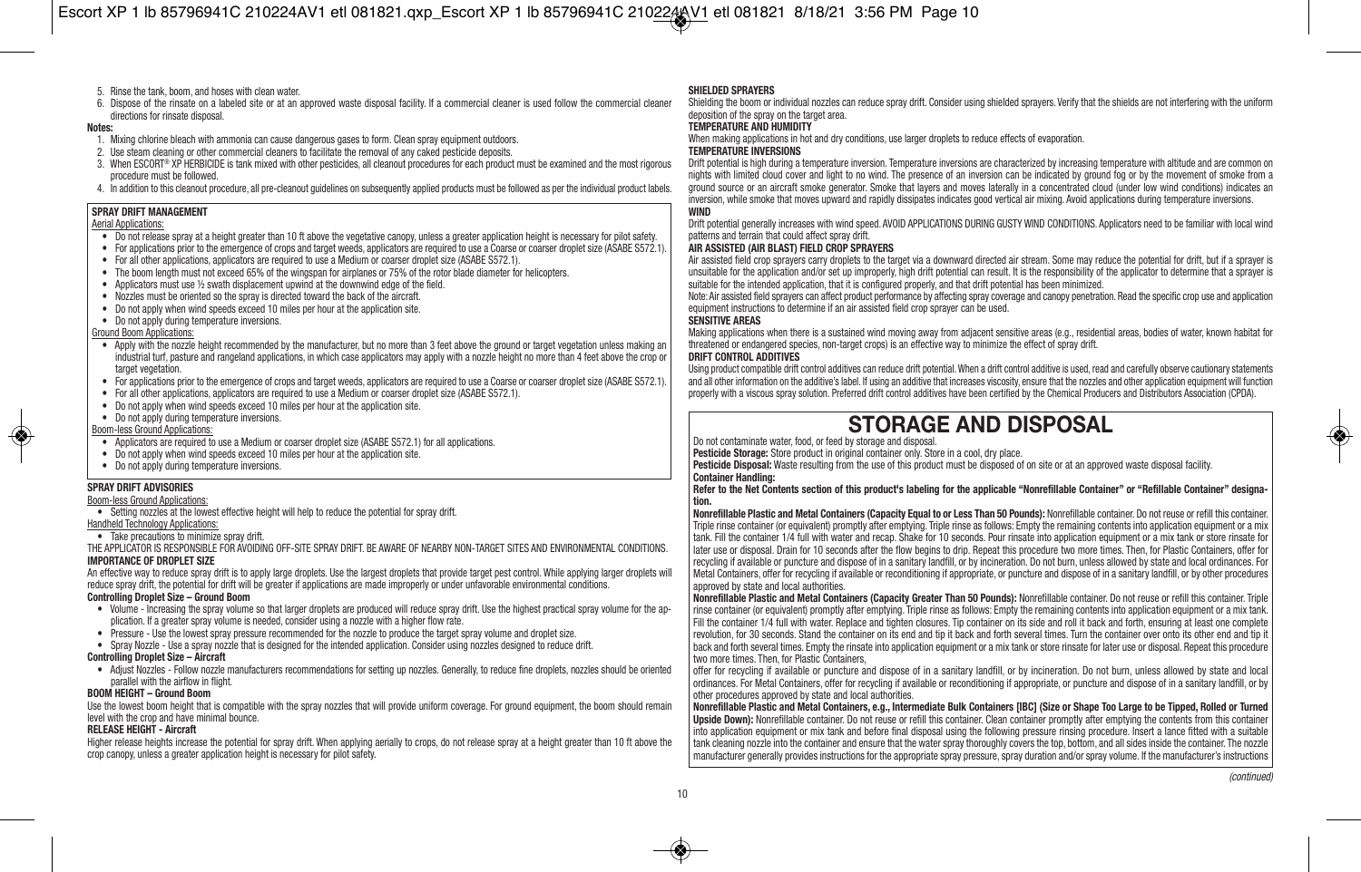5. Rinse the tank, boom, and hoses with clean water.
6. Dispose of the rinsate on a labeled site or at an approved waste disposal facility. If a commercial cleaner is used follow the commercial cleaner directions for rinsate disposal.

**Notes:**

1. Mixing chlorine bleach with ammonia can cause dangerous gases to form. Clean spray equipment outdoors.
2. Use steam cleaning or other commercial cleaners to facilitate the removal of any caked pesticide deposits.
3. When ESCORT® XP HERBICIDE is tank mixed with other pesticides, all cleanout procedures for each product must be examined and the most rigorous procedure must be followed.
4. In addition to this cleanout procedure, all pre-cleanout guidelines on subsequently applied products must be followed as per the individual product labels.

**SPRAY DRIFT MANAGEMENT**

Aerial Applications:

- Do not release spray at a height greater than 10 ft above the vegetative canopy, unless a greater application height is necessary for pilot safety.
- For applications prior to the emergence of crops and target weeds, applicators are required to use a Coarse or coarser droplet size (ASABE S572.1).
- For all other applications, applicators are required to use a Medium or coarser droplet size (ASABE S572.1).
- The boom length must not exceed 65% of the wingspan for airplanes or 75% of the rotor blade diameter for helicopters.
- Applicators must use ½ swath displacement upwind at the downwind edge of the field.
- Nozzles must be oriented so the spray is directed toward the back of the aircraft.
- Do not apply when wind speeds exceed 10 miles per hour at the application site.
- Do not apply during temperature inversions.

Ground Boom Applications:

- Apply with the nozzle height recommended by the manufacturer, but no more than 3 feet above the ground or target vegetation unless making an industrial turf, pasture and rangeland applications, in which case applicators may apply with a nozzle height no more than 4 feet above the crop or target vegetation.
- For applications prior to the emergence of crops and target weeds, applicators are required to use a Coarse or coarser droplet size (ASABE S572.1).
- For all other applications, applicators are required to use a Medium or coarser droplet size (ASABE S572.1).
- Do not apply when wind speeds exceed 10 miles per hour at the application site.
- Do not apply during temperature inversions.

Boom-less Ground Applications:

- Applicators are required to use a Medium or coarser droplet size (ASABE S572.1) for all applications.
- Do not apply when wind speeds exceed 10 miles per hour at the application site.
- Do not apply during temperature inversions.

**SPRAY DRIFT ADVISORIES**

Boom-less Ground Applications:

- Setting nozzles at the lowest effective height will help to reduce the potential for spray drift.

Handheld Technology Applications:

- Take precautions to minimize spray drift.

THE APPLICATOR IS RESPONSIBLE FOR AVOIDING OFF-SITE SPRAY DRIFT. BE AWARE OF NEARBY NON-TARGET SITES AND ENVIRONMENTAL CONDITIONS.

**IMPORTANCE OF DROPLET SIZE**

An effective way to reduce spray drift is to apply large droplets. Use the largest droplets that provide target pest control. While applying larger droplets will reduce spray drift, the potential for drift will be greater if applications are made improperly or under unfavorable environmental conditions.

**Controlling Droplet Size – Ground Boom**

- Volume - Increasing the spray volume so that larger droplets are produced will reduce spray drift. Use the highest practical spray volume for the application. If a greater spray volume is needed, consider using a nozzle with a higher flow rate.
- Pressure - Use the lowest spray pressure recommended for the nozzle to produce the target spray volume and droplet size.
- Spray Nozzle - Use a spray nozzle that is designed for the intended application. Consider using nozzles designed to reduce drift.

**Controlling Droplet Size – Aircraft**

- Adjust Nozzles - Follow nozzle manufacturers recommendations for setting up nozzles. Generally, to reduce fine droplets, nozzles should be oriented parallel with the airflow in flight.

**BOOM HEIGHT – Ground Boom**

Use the lowest boom height that is compatible with the spray nozzles that will provide uniform coverage. For ground equipment, the boom should remain level with the crop and have minimal bounce.

**RELEASE HEIGHT - Aircraft**

Higher release heights increase the potential for spray drift. When applying aerially to crops, do not release spray at a height greater than 10 ft above the crop canopy, unless a greater application height is necessary for pilot safety.

**SHIELDED SPRAYERS**

Shielding the boom or individual nozzles can reduce spray drift. Consider using shielded sprayers. Verify that the shields are not interfering with the uniform deposition of the spray on the target area.

**TEMPERATURE AND HUMIDITY**

When making applications in hot and dry conditions, use larger droplets to reduce effects of evaporation.

**TEMPERATURE INVERSIONS**

Drift potential is high during a temperature inversion. Temperature inversions are characterized by increasing temperature with altitude and are common on nights with limited cloud cover and light to no wind. The presence of an inversion can be indicated by ground fog or by the movement of smoke from a ground source or an aircraft smoke generator. Smoke that layers and moves laterally in a concentrated cloud (under low wind conditions) indicates an inversion, while smoke that moves upward and rapidly dissipates indicates good vertical air mixing. Avoid applications during temperature inversions.

**WIND**

Drift potential generally increases with wind speed. AVOID APPLICATIONS DURING GUSTY WIND CONDITIONS. Applicators need to be familiar with local wind patterns and terrain that could affect spray drift.

**AIR ASSISTED (AIR BLAST) FIELD CROP SPRAYERS**

Air assisted field crop sprayers carry droplets to the target via a downward directed air stream. Some may reduce the potential for drift, but if a sprayer is unsuitable for the application and/or set up improperly, high drift potential can result. It is the responsibility of the applicator to determine that a sprayer is suitable for the intended application, that it is configured properly, and that drift potential has been minimized.

Note: Air assisted field sprayers can affect product performance by affecting spray coverage and canopy penetration. Read the specific crop use and application equipment instructions to determine if an air assisted field crop sprayer can be used.

**SENSITIVE AREAS**

Making applications when there is a sustained wind moving away from adjacent sensitive areas (e.g., residential areas, bodies of water, known habitat for threatened or endangered species, non-target crops) is an effective way to minimize the effect of spray drift.

**DRIFT CONTROL ADDITIVES**

Using product compatible drift control additives can reduce drift potential. When a drift control additive is used, read and carefully observe cautionary statements and all other information on the additive's label. If using an additive that increases viscosity, ensure that the nozzles and other application equipment will function properly with a viscous spray solution. Preferred drift control additives have been certified by the Chemical Producers and Distributors Association (CPDA).

# STORAGE AND DISPOSAL

Do not contaminate water, food, or feed by storage and disposal.

**Pesticide Storage:** Store product in original container only. Store in a cool, dry place.

**Pesticide Disposal:** Waste resulting from the use of this product must be disposed of on site or at an approved waste disposal facility.

**Container Handling:**

**Refer to the Net Contents section of this product's labeling for the applicable "Nonrefillable Container" or "Refillable Container" designation.**

**Nonrefillable Plastic and Metal Containers (Capacity Equal to or Less Than 50 Pounds):** Nonrefillable container. Do not reuse or refill this container. Triple rinse container (or equivalent) promptly after emptying. Triple rinse as follows: Empty the remaining contents into application equipment or a mix tank. Fill the container 1/4 full with water and recap. Shake for 10 seconds. Pour rinsate into application equipment or a mix tank or store rinsate for later use or disposal. Drain for 10 seconds after the flow begins to drip. Repeat this procedure two more times. Then, for Plastic Containers, offer for recycling if available or puncture and dispose of in a sanitary landfill, or by incineration. Do not burn, unless allowed by state and local ordinances. For Metal Containers, offer for recycling if available or reconditioning if appropriate, or puncture and dispose of in a sanitary landfill, or by other procedures approved by state and local authorities.

**Nonrefillable Plastic and Metal Containers (Capacity Greater Than 50 Pounds):** Nonrefillable container. Do not reuse or refill this container. Triple rinse container (or equivalent) promptly after emptying. Triple rinse as follows: Empty the remaining contents into application equipment or a mix tank. Fill the container 1/4 full with water. Replace and tighten closures. Tip container on its side and roll it back and forth, ensuring at least one complete revolution, for 30 seconds. Stand the container on its end and tip it back and forth several times. Turn the container over onto its other end and tip it back and forth several times. Empty the rinsate into application equipment or a mix tank or store rinsate for later use or disposal. Repeat this procedure two more times. Then, for Plastic Containers,

offer for recycling if available or puncture and dispose of in a sanitary landfill, or by incineration. Do not burn, unless allowed by state and local ordinances. For Metal Containers, offer for recycling if available or reconditioning if appropriate, or puncture and dispose of in a sanitary landfill, or by other procedures approved by state and local authorities.

**Nonrefillable Plastic and Metal Containers, e.g., Intermediate Bulk Containers [IBC] (Size or Shape Too Large to be Tipped, Rolled or Turned Upside Down):** Nonrefillable container. Do not reuse or refill this container. Clean container promptly after emptying the contents from this container into application equipment or mix tank and before final disposal using the following pressure rinsing procedure. Insert a lance fitted with a suitable tank cleaning nozzle into the container and ensure that the water spray thoroughly covers the top, bottom, and all sides inside the container. The nozzle manufacturer generally provides instructions for the appropriate spray pressure, spray duration and/or spray volume. If the manufacturer's instructions

*(continued)*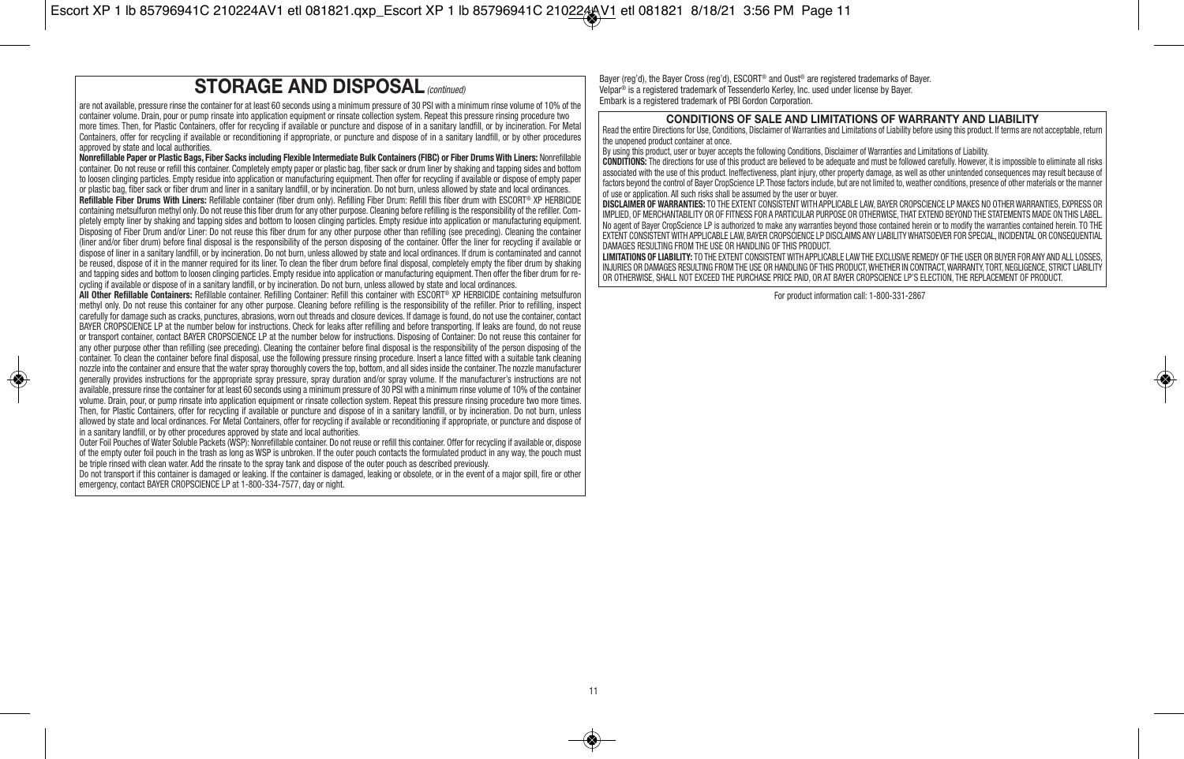## STORAGE AND DISPOSAL *(continued)*

are not available, pressure rinse the container for at least 60 seconds using a minimum pressure of 30 PSI with a minimum rinse volume of 10% of the container volume. Drain, pour or pump rinsate into application equipment or rinsate collection system. Repeat this pressure rinsing procedure two more times. Then, for Plastic Containers, offer for recycling if available or puncture and dispose of in a sanitary landfill, or by incineration. For Metal Containers, offer for recycling if available or reconditioning if appropriate, or puncture and dispose of in a sanitary landfill, or by other procedures approved by state and local authorities.

**Nonrefillable Paper or Plastic Bags, Fiber Sacks including Flexible Intermediate Bulk Containers (FIBC) or Fiber Drums With Liners:** Nonrefillable container. Do not reuse or refill this container. Completely empty paper or plastic bag, fiber sack or drum liner by shaking and tapping sides and bottom to loosen clinging particles. Empty residue into application or manufacturing equipment. Then offer for recycling if available or dispose of empty paper or plastic bag, fiber sack or fiber drum and liner in a sanitary landfill, or by incineration. Do not burn, unless allowed by state and local ordinances.

**Refillable Fiber Drums With Liners:** Refillable container (fiber drum only). Refilling Fiber Drum: Refill this fiber drum with ESCORT® XP HERBICIDE containing metsulfuron methyl only. Do not reuse this fiber drum for any other purpose. Cleaning before refilling is the responsibility of the refiller. Completely empty liner by shaking and tapping sides and bottom to loosen clinging particles. Empty residue into application or manufacturing equipment. Disposing of Fiber Drum and/or Liner: Do not reuse this fiber drum for any other purpose other than refilling (see preceding). Cleaning the container (liner and/or fiber drum) before final disposal is the responsibility of the person disposing of the container. Offer the liner for recycling if available or dispose of liner in a sanitary landfill, or by incineration. Do not burn, unless allowed by state and local ordinances. If drum is contaminated and cannot be reused, dispose of it in the manner required for its liner. To clean the fiber drum before final disposal, completely empty the fiber drum by shaking and tapping sides and bottom to loosen clinging particles. Empty residue into application or manufacturing equipment. Then offer the fiber drum for recycling if available or dispose of in a sanitary landfill, or by incineration. Do not burn, unless allowed by state and local ordinances.

**All Other Refillable Containers:** Refillable container. Refilling Container: Refill this container with ESCORT® XP HERBICIDE containing metsulfuron methyl only. Do not reuse this container for any other purpose. Cleaning before refilling is the responsibility of the refiller. Prior to refilling, inspect carefully for damage such as cracks, punctures, abrasions, worn out threads and closure devices. If damage is found, do not use the container, contact BAYER CROPSCIENCE LP at the number below for instructions. Check for leaks after refilling and before transporting. If leaks are found, do not reuse or transport container, contact BAYER CROPSCIENCE LP at the number below for instructions. Disposing of Container: Do not reuse this container for any other purpose other than refilling (see preceding). Cleaning the container before final disposal is the responsibility of the person disposing of the container. To clean the container before final disposal, use the following pressure rinsing procedure. Insert a lance fitted with a suitable tank cleaning nozzle into the container and ensure that the water spray thoroughly covers the top, bottom, and all sides inside the container. The nozzle manufacturer generally provides instructions for the appropriate spray pressure, spray duration and/or spray volume. If the manufacturer's instructions are not available, pressure rinse the container for at least 60 seconds using a minimum pressure of 30 PSI with a minimum rinse volume of 10% of the container volume. Drain, pour, or pump rinsate into application equipment or rinsate collection system. Repeat this pressure rinsing procedure two more times. Then, for Plastic Containers, offer for recycling if available or puncture and dispose of in a sanitary landfill, or by incineration. Do not burn, unless allowed by state and local ordinances. For Metal Containers, offer for recycling if available or reconditioning if appropriate, or puncture and dispose of in a sanitary landfill, or by other procedures approved by state and local authorities.

Outer Foil Pouches of Water Soluble Packets (WSP): Nonrefillable container. Do not reuse or refill this container. Offer for recycling if available or, dispose of the empty outer foil pouch in the trash as long as WSP is unbroken. If the outer pouch contacts the formulated product in any way, the pouch must be triple rinsed with clean water. Add the rinsate to the spray tank and dispose of the outer pouch as described previously.

Do not transport if this container is damaged or leaking. If the container is damaged, leaking or obsolete, or in the event of a major spill, fire or other emergency, contact BAYER CROPSCIENCE LP at 1-800-334-7577, day or night.

Bayer (reg'd), the Bayer Cross (reg'd), ESCORT® and Oust® are registered trademarks of Bayer.
Velpar® is a registered trademark of Tessenderlo Kerley, Inc. used under license by Bayer.
Embark is a registered trademark of PBI Gordon Corporation.

### CONDITIONS OF SALE AND LIMITATIONS OF WARRANTY AND LIABILITY

Read the entire Directions for Use, Conditions, Disclaimer of Warranties and Limitations of Liability before using this product. If terms are not acceptable, return the unopened product container at once.

By using this product, user or buyer accepts the following Conditions, Disclaimer of Warranties and Limitations of Liability.

**CONDITIONS:** The directions for use of this product are believed to be adequate and must be followed carefully. However, it is impossible to eliminate all risks associated with the use of this product. Ineffectiveness, plant injury, other property damage, as well as other unintended consequences may result because of factors beyond the control of Bayer CropScience LP. Those factors include, but are not limited to, weather conditions, presence of other materials or the manner of use or application. All such risks shall be assumed by the user or buyer.

**DISCLAIMER OF WARRANTIES:** TO THE EXTENT CONSISTENT WITH APPLICABLE LAW, BAYER CROPSCIENCE LP MAKES NO OTHER WARRANTIES, EXPRESS OR IMPLIED, OF MERCHANTABILITY OR OF FITNESS FOR A PARTICULAR PURPOSE OR OTHERWISE, THAT EXTEND BEYOND THE STATEMENTS MADE ON THIS LABEL. No agent of Bayer CropScience LP is authorized to make any warranties beyond those contained herein or to modify the warranties contained herein. TO THE EXTENT CONSISTENT WITH APPLICABLE LAW, BAYER CROPSCIENCE LP DISCLAIMS ANY LIABILITY WHATSOEVER FOR SPECIAL, INCIDENTAL OR CONSEQUENTIAL DAMAGES RESULTING FROM THE USE OR HANDLING OF THIS PRODUCT.

**LIMITATIONS OF LIABILITY:** TO THE EXTENT CONSISTENT WITH APPLICABLE LAW THE EXCLUSIVE REMEDY OF THE USER OR BUYER FOR ANY AND ALL LOSSES, INJURIES OR DAMAGES RESULTING FROM THE USE OR HANDLING OF THIS PRODUCT, WHETHER IN CONTRACT, WARRANTY, TORT, NEGLIGENCE, STRICT LIABILITY OR OTHERWISE, SHALL NOT EXCEED THE PURCHASE PRICE PAID, OR AT BAYER CROPSCIENCE LP'S ELECTION, THE REPLACEMENT OF PRODUCT.

For product information call: 1-800-331-2867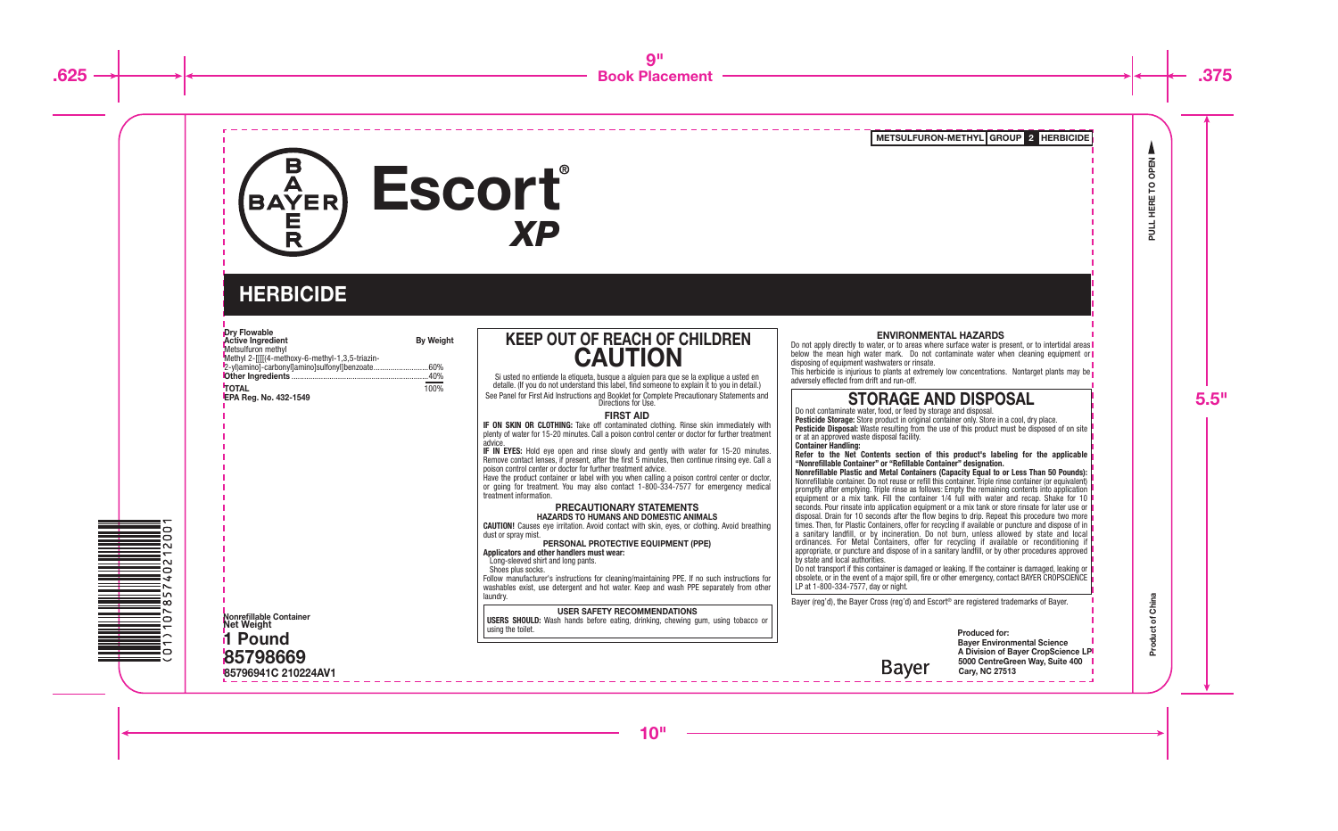METSULFURON-METHYL | GROUP 2 | HERBICIDE

# Escort® XP

## HERBICIDE

**Dry Flowable**

| **Active Ingredient** | **By Weight** |
|---|---|
| Metsulfuron methyl<br>Methyl 2-[[[[(4-methoxy-6-methyl-1,3,5-triazin-2-yl)amino]-carbonyl]amino]sulfonyl]benzoate | 60% |
| **Other Ingredients** | 40% |
| **TOTAL** | 100% |

**EPA Reg. No. 432-1549**

Nonfrillable Container
**Net Weight**
**1 Pound**
**85798669**
**85796941C 210224AV1**

## KEEP OUT OF REACH OF CHILDREN
## CAUTION

Si usted no entiende la etiqueta, busque a alguien para que se la explique a usted en detalle. (If you do not understand this label, find someone to explain it to you in detail.)

See Panel for First Aid Instructions and Booklet for Complete Precautionary Statements and Directions for Use.

### FIRST AID

**IF ON SKIN OR CLOTHING:** Take off contaminated clothing. Rinse skin immediately with plenty of water for 15-20 minutes. Call a poison control center or doctor for further treatment advice.

**IF IN EYES:** Hold eye open and rinse slowly and gently with water for 15-20 minutes. Remove contact lenses, if present, after the first 5 minutes, then continue rinsing eye. Call a poison control center or doctor for further treatment advice.

Have the product container or label with you when calling a poison control center or doctor, or going for treatment. You may also contact 1-800-334-7577 for emergency medical treatment information.

### PRECAUTIONARY STATEMENTS
**HAZARDS TO HUMANS AND DOMESTIC ANIMALS**

**CAUTION!** Causes eye irritation. Avoid contact with skin, eyes, or clothing. Avoid breathing dust or spray mist.

**PERSONAL PROTECTIVE EQUIPMENT (PPE)**

**Applicators and other handlers must wear:**
- Long-sleeved shirt and long pants.
- Shoes plus socks.

Follow manufacturer's instructions for cleaning/maintaining PPE. If no such instructions for washables exist, use detergent and hot water. Keep and wash PPE separately from other laundry.

**USER SAFETY RECOMMENDATIONS**

**USERS SHOULD:** Wash hands before eating, drinking, chewing gum, using tobacco or using the toilet.

### ENVIRONMENTAL HAZARDS

Do not apply directly to water, or to areas where surface water is present, or to intertidal areas below the mean high water mark. Do not contaminate water when cleaning equipment or disposing of equipment washwaters or rinsate.

This herbicide is injurious to plants at extremely low concentrations. Nontarget plants may be adversely effected from drift and run-off.

## STORAGE AND DISPOSAL

Do not contaminate water, food, or feed by storage and disposal.

**Pesticide Storage:** Store product in original container only. Store in a cool, dry place.

**Pesticide Disposal:** Waste resulting from the use of this product must be disposed of on site or at an approved waste disposal facility.

**Container Handling:**

**Refer to the Net Contents section of this product's labeling for the applicable "Nonrefillable Container" or "Refillable Container" designation.**

**Nonrefillable Plastic and Metal Containers (Capacity Equal to or Less Than 50 Pounds):** Nonrefillable container. Do not reuse or refill this container. Triple rinse container (or equivalent) promptly after emptying. Triple rinse as follows: Empty the remaining contents into application equipment or a mix tank. Fill the container 1/4 full with water and recap. Shake for 10 seconds. Pour rinsate into application equipment or a mix tank or store rinsate for later use or disposal. Drain for 10 seconds after the flow begins to drip. Repeat this procedure two more times. Then, for Plastic Containers, offer for recycling if available or puncture and dispose of in a sanitary landfill, or by incineration. Do not burn, unless allowed by state and local ordinances. For Metal Containers, offer for recycling if available or reconditioning if appropriate, or puncture and dispose of in a sanitary landfill, or by other procedures approved by state and local authorities.

Do not transport if this container is damaged or leaking. If the container is damaged, leaking or obsolete, or in the event of a major spill, fire or other emergency, contact BAYER CROPSCIENCE LP at 1-800-334-7577, day or night.

Bayer (reg'd), the Bayer Cross (reg'd) and Escort® are registered trademarks of Bayer.

**Produced for:**
**Bayer Environmental Science**
**A Division of Bayer CropScience LP**
**5000 CentreGreen Way, Suite 400**
**Cary, NC 27513**

PULL HERE TO OPEN

Product of China

(01)10785740212001